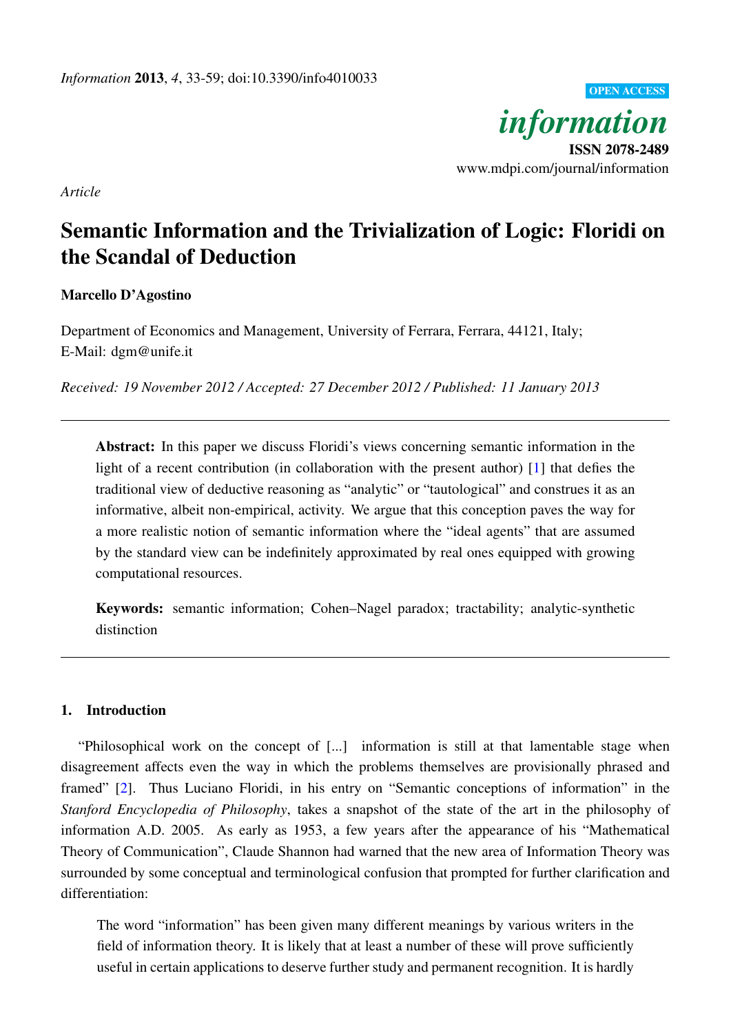*Article*

# Semantic Information and the Trivialization of Logic: Floridi on the Scandal of Deduction

**Marcello D'Agostino**

Department of Economics and Management, University of Ferrara, Ferrara, 44121, Italy;
E-Mail: dgm@unife.it

*Received: 19 November 2012 / Accepted: 27 December 2012 / Published: 11 January 2013*

---

**Abstract:** In this paper we discuss Floridi's views concerning semantic information in the light of a recent contribution (in collaboration with the present author) [1] that defies the traditional view of deductive reasoning as "analytic" or "tautological" and construes it as an informative, albeit non-empirical, activity. We argue that this conception paves the way for a more realistic notion of semantic information where the "ideal agents" that are assumed by the standard view can be indefinitely approximated by real ones equipped with growing computational resources.

**Keywords:** semantic information; Cohen–Nagel paradox; tractability; analytic-synthetic distinction

---

## 1. Introduction

"Philosophical work on the concept of [...] information is still at that lamentable stage when disagreement affects even the way in which the problems themselves are provisionally phrased and framed" [2]. Thus Luciano Floridi, in his entry on "Semantic conceptions of information" in the *Stanford Encyclopedia of Philosophy*, takes a snapshot of the state of the art in the philosophy of information A.D. 2005. As early as 1953, a few years after the appearance of his "Mathematical Theory of Communication", Claude Shannon had warned that the new area of Information Theory was surrounded by some conceptual and terminological confusion that prompted for further clarification and differentiation:

> The word "information" has been given many different meanings by various writers in the field of information theory. It is likely that at least a number of these will prove sufficiently useful in certain applications to deserve further study and permanent recognition. It is hardly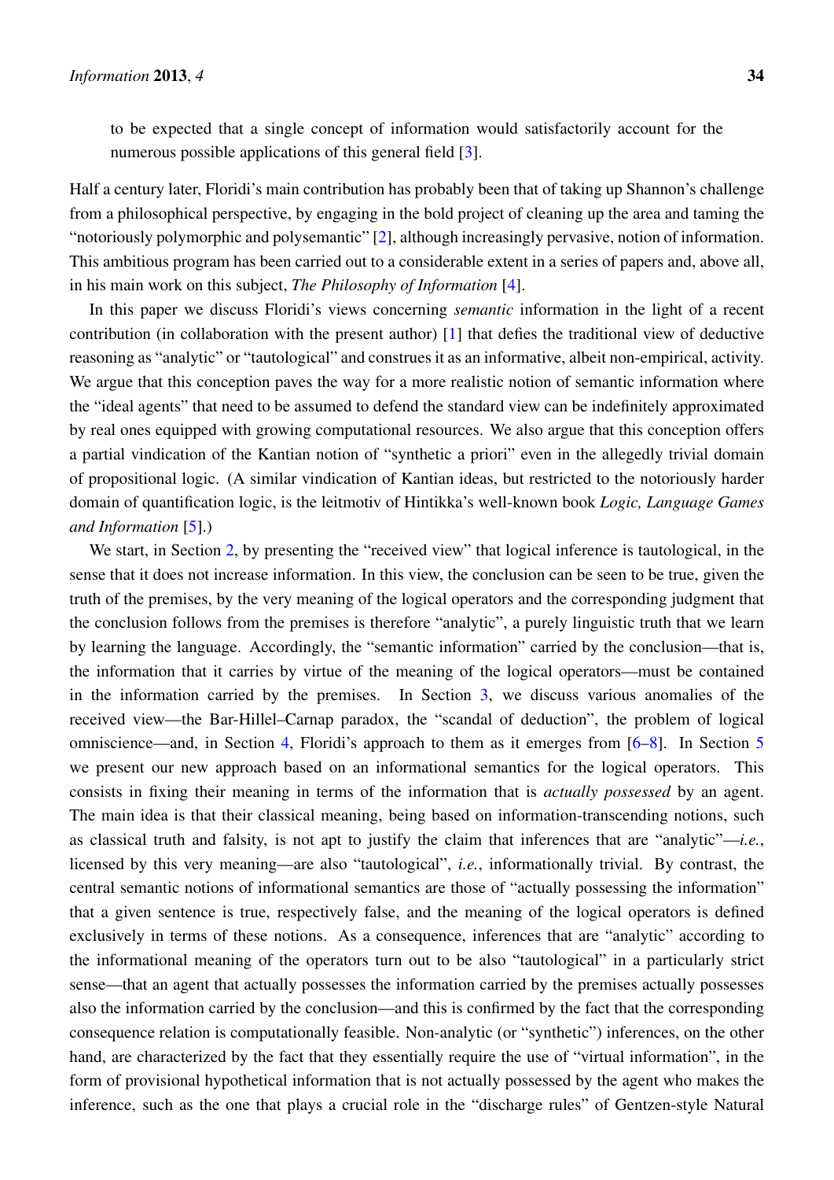to be expected that a single concept of information would satisfactorily account for the numerous possible applications of this general field [3].

Half a century later, Floridi's main contribution has probably been that of taking up Shannon's challenge from a philosophical perspective, by engaging in the bold project of cleaning up the area and taming the "notoriously polymorphic and polysemantic" [2], although increasingly pervasive, notion of information. This ambitious program has been carried out to a considerable extent in a series of papers and, above all, in his main work on this subject, *The Philosophy of Information* [4].

In this paper we discuss Floridi's views concerning *semantic* information in the light of a recent contribution (in collaboration with the present author) [1] that defies the traditional view of deductive reasoning as "analytic" or "tautological" and construes it as an informative, albeit non-empirical, activity. We argue that this conception paves the way for a more realistic notion of semantic information where the "ideal agents" that need to be assumed to defend the standard view can be indefinitely approximated by real ones equipped with growing computational resources. We also argue that this conception offers a partial vindication of the Kantian notion of "synthetic a priori" even in the allegedly trivial domain of propositional logic. (A similar vindication of Kantian ideas, but restricted to the notoriously harder domain of quantification logic, is the leitmotiv of Hintikka's well-known book *Logic, Language Games and Information* [5].)

We start, in Section 2, by presenting the "received view" that logical inference is tautological, in the sense that it does not increase information. In this view, the conclusion can be seen to be true, given the truth of the premises, by the very meaning of the logical operators and the corresponding judgment that the conclusion follows from the premises is therefore "analytic", a purely linguistic truth that we learn by learning the language. Accordingly, the "semantic information" carried by the conclusion—that is, the information that it carries by virtue of the meaning of the logical operators—must be contained in the information carried by the premises. In Section 3, we discuss various anomalies of the received view—the Bar-Hillel–Carnap paradox, the "scandal of deduction", the problem of logical omniscience—and, in Section 4, Floridi's approach to them as it emerges from [6–8]. In Section 5 we present our new approach based on an informational semantics for the logical operators. This consists in fixing their meaning in terms of the information that is *actually possessed* by an agent. The main idea is that their classical meaning, being based on information-transcending notions, such as classical truth and falsity, is not apt to justify the claim that inferences that are "analytic"—*i.e.*, licensed by this very meaning—are also "tautological", *i.e.*, informationally trivial. By contrast, the central semantic notions of informational semantics are those of "actually possessing the information" that a given sentence is true, respectively false, and the meaning of the logical operators is defined exclusively in terms of these notions. As a consequence, inferences that are "analytic" according to the informational meaning of the operators turn out to be also "tautological" in a particularly strict sense—that an agent that actually possesses the information carried by the premises actually possesses also the information carried by the conclusion—and this is confirmed by the fact that the corresponding consequence relation is computationally feasible. Non-analytic (or "synthetic") inferences, on the other hand, are characterized by the fact that they essentially require the use of "virtual information", in the form of provisional hypothetical information that is not actually possessed by the agent who makes the inference, such as the one that plays a crucial role in the "discharge rules" of Gentzen-style Natural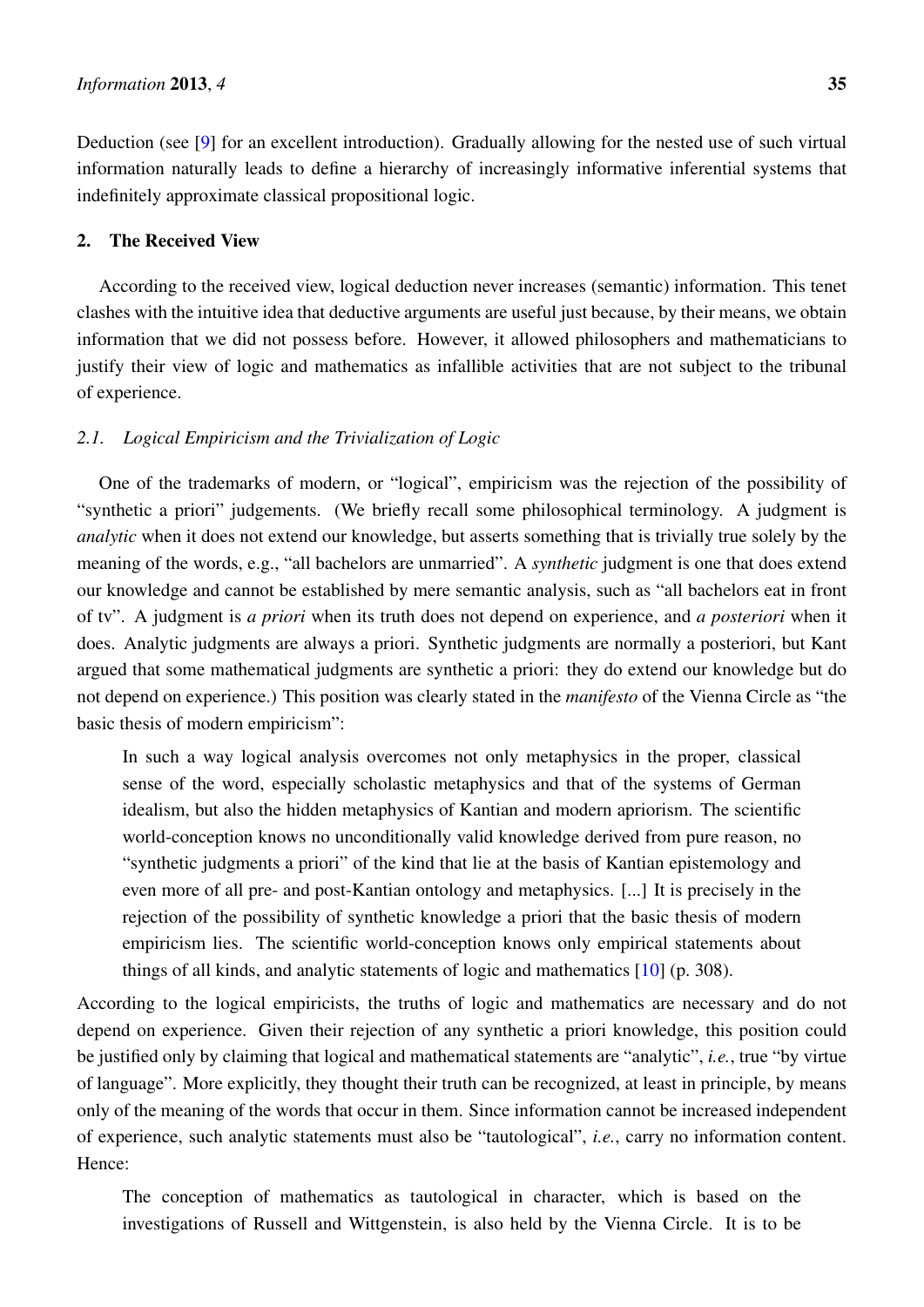Deduction (see [9] for an excellent introduction). Gradually allowing for the nested use of such virtual information naturally leads to define a hierarchy of increasingly informative inferential systems that indefinitely approximate classical propositional logic.

## 2. The Received View

According to the received view, logical deduction never increases (semantic) information. This tenet clashes with the intuitive idea that deductive arguments are useful just because, by their means, we obtain information that we did not possess before. However, it allowed philosophers and mathematicians to justify their view of logic and mathematics as infallible activities that are not subject to the tribunal of experience.

### *2.1. Logical Empiricism and the Trivialization of Logic*

One of the trademarks of modern, or "logical", empiricism was the rejection of the possibility of "synthetic a priori" judgements. (We briefly recall some philosophical terminology. A judgment is *analytic* when it does not extend our knowledge, but asserts something that is trivially true solely by the meaning of the words, e.g., "all bachelors are unmarried". A *synthetic* judgment is one that does extend our knowledge and cannot be established by mere semantic analysis, such as "all bachelors eat in front of tv". A judgment is *a priori* when its truth does not depend on experience, and *a posteriori* when it does. Analytic judgments are always a priori. Synthetic judgments are normally a posteriori, but Kant argued that some mathematical judgments are synthetic a priori: they do extend our knowledge but do not depend on experience.) This position was clearly stated in the *manifesto* of the Vienna Circle as "the basic thesis of modern empiricism":

> In such a way logical analysis overcomes not only metaphysics in the proper, classical sense of the word, especially scholastic metaphysics and that of the systems of German idealism, but also the hidden metaphysics of Kantian and modern apriorism. The scientific world-conception knows no unconditionally valid knowledge derived from pure reason, no "synthetic judgments a priori" of the kind that lie at the basis of Kantian epistemology and even more of all pre- and post-Kantian ontology and metaphysics. [...] It is precisely in the rejection of the possibility of synthetic knowledge a priori that the basic thesis of modern empiricism lies. The scientific world-conception knows only empirical statements about things of all kinds, and analytic statements of logic and mathematics [10] (p. 308).

According to the logical empiricists, the truths of logic and mathematics are necessary and do not depend on experience. Given their rejection of any synthetic a priori knowledge, this position could be justified only by claiming that logical and mathematical statements are "analytic", *i.e.*, true "by virtue of language". More explicitly, they thought their truth can be recognized, at least in principle, by means only of the meaning of the words that occur in them. Since information cannot be increased independent of experience, such analytic statements must also be "tautological", *i.e.*, carry no information content. Hence:

> The conception of mathematics as tautological in character, which is based on the investigations of Russell and Wittgenstein, is also held by the Vienna Circle. It is to be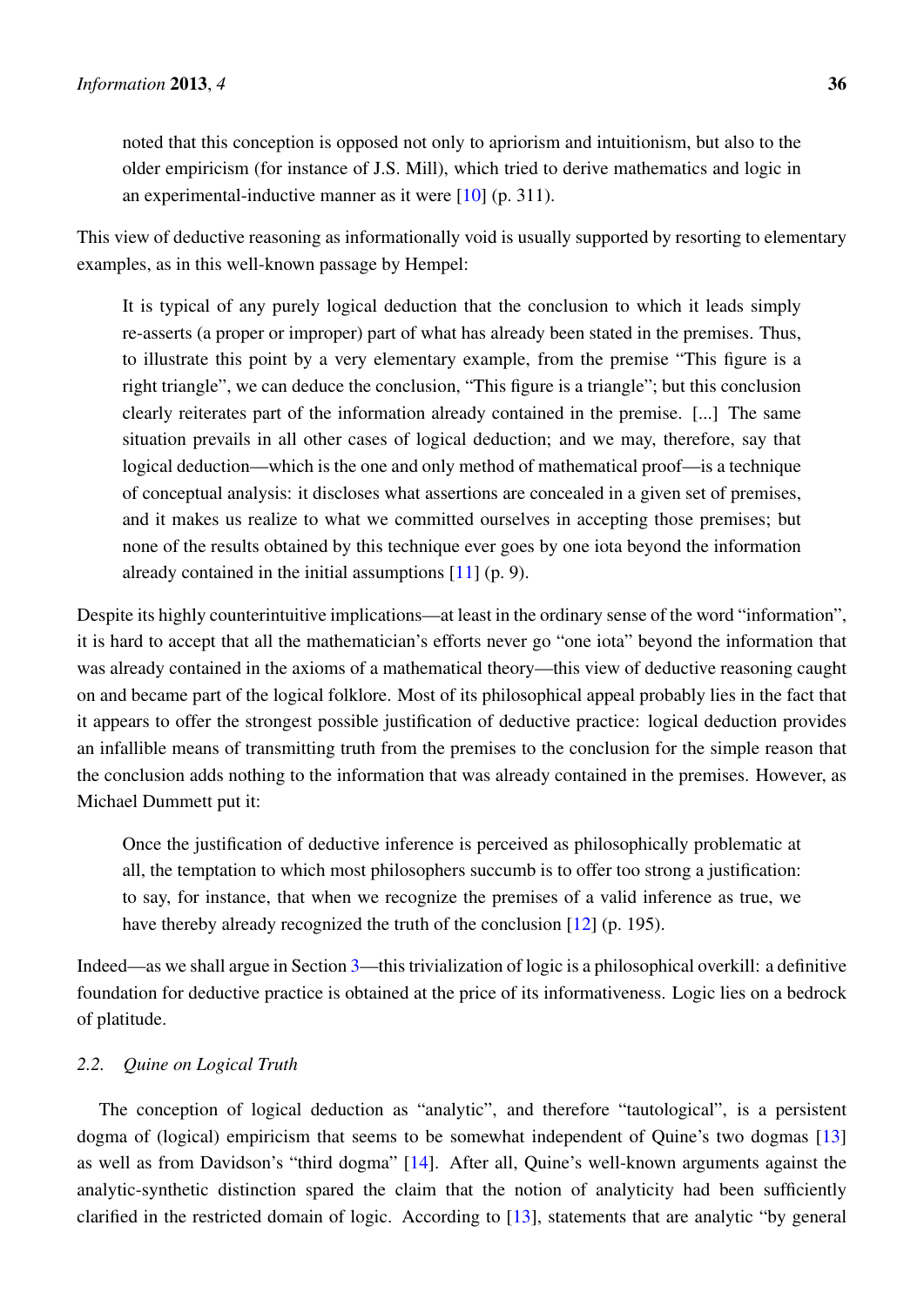> noted that this conception is opposed not only to apriorism and intuitionism, but also to the older empiricism (for instance of J.S. Mill), which tried to derive mathematics and logic in an experimental-inductive manner as it were [10] (p. 311).

This view of deductive reasoning as informationally void is usually supported by resorting to elementary examples, as in this well-known passage by Hempel:

> It is typical of any purely logical deduction that the conclusion to which it leads simply re-asserts (a proper or improper) part of what has already been stated in the premises. Thus, to illustrate this point by a very elementary example, from the premise "This figure is a right triangle", we can deduce the conclusion, "This figure is a triangle"; but this conclusion clearly reiterates part of the information already contained in the premise. [...] The same situation prevails in all other cases of logical deduction; and we may, therefore, say that logical deduction—which is the one and only method of mathematical proof—is a technique of conceptual analysis: it discloses what assertions are concealed in a given set of premises, and it makes us realize to what we committed ourselves in accepting those premises; but none of the results obtained by this technique ever goes by one iota beyond the information already contained in the initial assumptions [11] (p. 9).

Despite its highly counterintuitive implications—at least in the ordinary sense of the word "information", it is hard to accept that all the mathematician's efforts never go "one iota" beyond the information that was already contained in the axioms of a mathematical theory—this view of deductive reasoning caught on and became part of the logical folklore. Most of its philosophical appeal probably lies in the fact that it appears to offer the strongest possible justification of deductive practice: logical deduction provides an infallible means of transmitting truth from the premises to the conclusion for the simple reason that the conclusion adds nothing to the information that was already contained in the premises. However, as Michael Dummett put it:

> Once the justification of deductive inference is perceived as philosophically problematic at all, the temptation to which most philosophers succumb is to offer too strong a justification: to say, for instance, that when we recognize the premises of a valid inference as true, we have thereby already recognized the truth of the conclusion [12] (p. 195).

Indeed—as we shall argue in Section 3—this trivialization of logic is a philosophical overkill: a definitive foundation for deductive practice is obtained at the price of its informativeness. Logic lies on a bedrock of platitude.

### *2.2. Quine on Logical Truth*

The conception of logical deduction as "analytic", and therefore "tautological", is a persistent dogma of (logical) empiricism that seems to be somewhat independent of Quine's two dogmas [13] as well as from Davidson's "third dogma" [14]. After all, Quine's well-known arguments against the analytic-synthetic distinction spared the claim that the notion of analyticity had been sufficiently clarified in the restricted domain of logic. According to [13], statements that are analytic "by general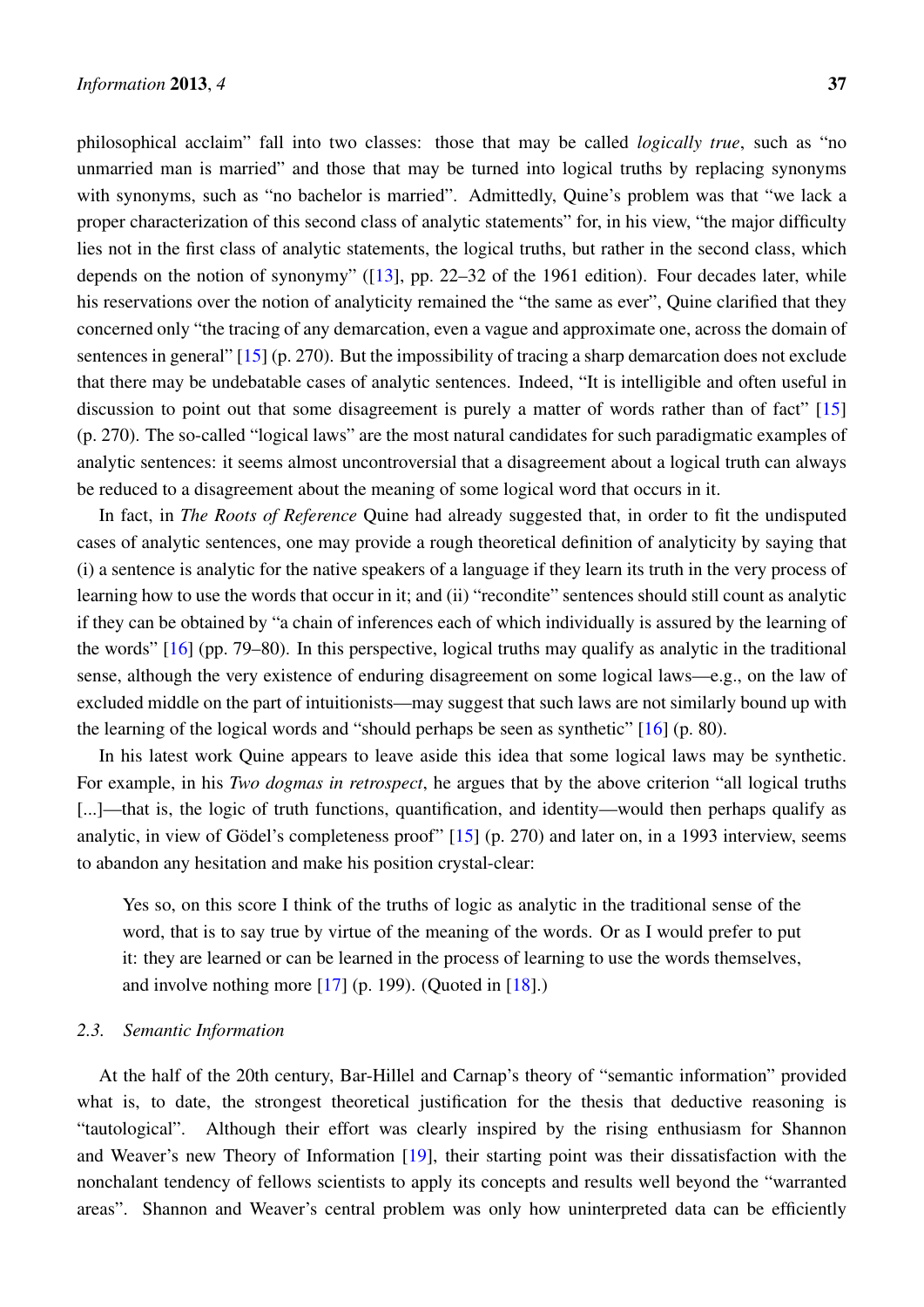philosophical acclaim" fall into two classes: those that may be called *logically true*, such as "no unmarried man is married" and those that may be turned into logical truths by replacing synonyms with synonyms, such as "no bachelor is married". Admittedly, Quine's problem was that "we lack a proper characterization of this second class of analytic statements" for, in his view, "the major difficulty lies not in the first class of analytic statements, the logical truths, but rather in the second class, which depends on the notion of synonymy" ([13], pp. 22–32 of the 1961 edition). Four decades later, while his reservations over the notion of analyticity remained the "the same as ever", Quine clarified that they concerned only "the tracing of any demarcation, even a vague and approximate one, across the domain of sentences in general" [15] (p. 270). But the impossibility of tracing a sharp demarcation does not exclude that there may be undebatable cases of analytic sentences. Indeed, "It is intelligible and often useful in discussion to point out that some disagreement is purely a matter of words rather than of fact" [15] (p. 270). The so-called "logical laws" are the most natural candidates for such paradigmatic examples of analytic sentences: it seems almost uncontroversial that a disagreement about a logical truth can always be reduced to a disagreement about the meaning of some logical word that occurs in it.

In fact, in *The Roots of Reference* Quine had already suggested that, in order to fit the undisputed cases of analytic sentences, one may provide a rough theoretical definition of analyticity by saying that (i) a sentence is analytic for the native speakers of a language if they learn its truth in the very process of learning how to use the words that occur in it; and (ii) "recondite" sentences should still count as analytic if they can be obtained by "a chain of inferences each of which individually is assured by the learning of the words" [16] (pp. 79–80). In this perspective, logical truths may qualify as analytic in the traditional sense, although the very existence of enduring disagreement on some logical laws—e.g., on the law of excluded middle on the part of intuitionists—may suggest that such laws are not similarly bound up with the learning of the logical words and "should perhaps be seen as synthetic" [16] (p. 80).

In his latest work Quine appears to leave aside this idea that some logical laws may be synthetic. For example, in his *Two dogmas in retrospect*, he argues that by the above criterion "all logical truths [...]—that is, the logic of truth functions, quantification, and identity—would then perhaps qualify as analytic, in view of Gödel's completeness proof" [15] (p. 270) and later on, in a 1993 interview, seems to abandon any hesitation and make his position crystal-clear:

> Yes so, on this score I think of the truths of logic as analytic in the traditional sense of the word, that is to say true by virtue of the meaning of the words. Or as I would prefer to put it: they are learned or can be learned in the process of learning to use the words themselves, and involve nothing more [17] (p. 199). (Quoted in [18].)

### 2.3. Semantic Information

At the half of the 20th century, Bar-Hillel and Carnap's theory of "semantic information" provided what is, to date, the strongest theoretical justification for the thesis that deductive reasoning is "tautological". Although their effort was clearly inspired by the rising enthusiasm for Shannon and Weaver's new Theory of Information [19], their starting point was their dissatisfaction with the nonchalant tendency of fellows scientists to apply its concepts and results well beyond the "warranted areas". Shannon and Weaver's central problem was only how uninterpreted data can be efficiently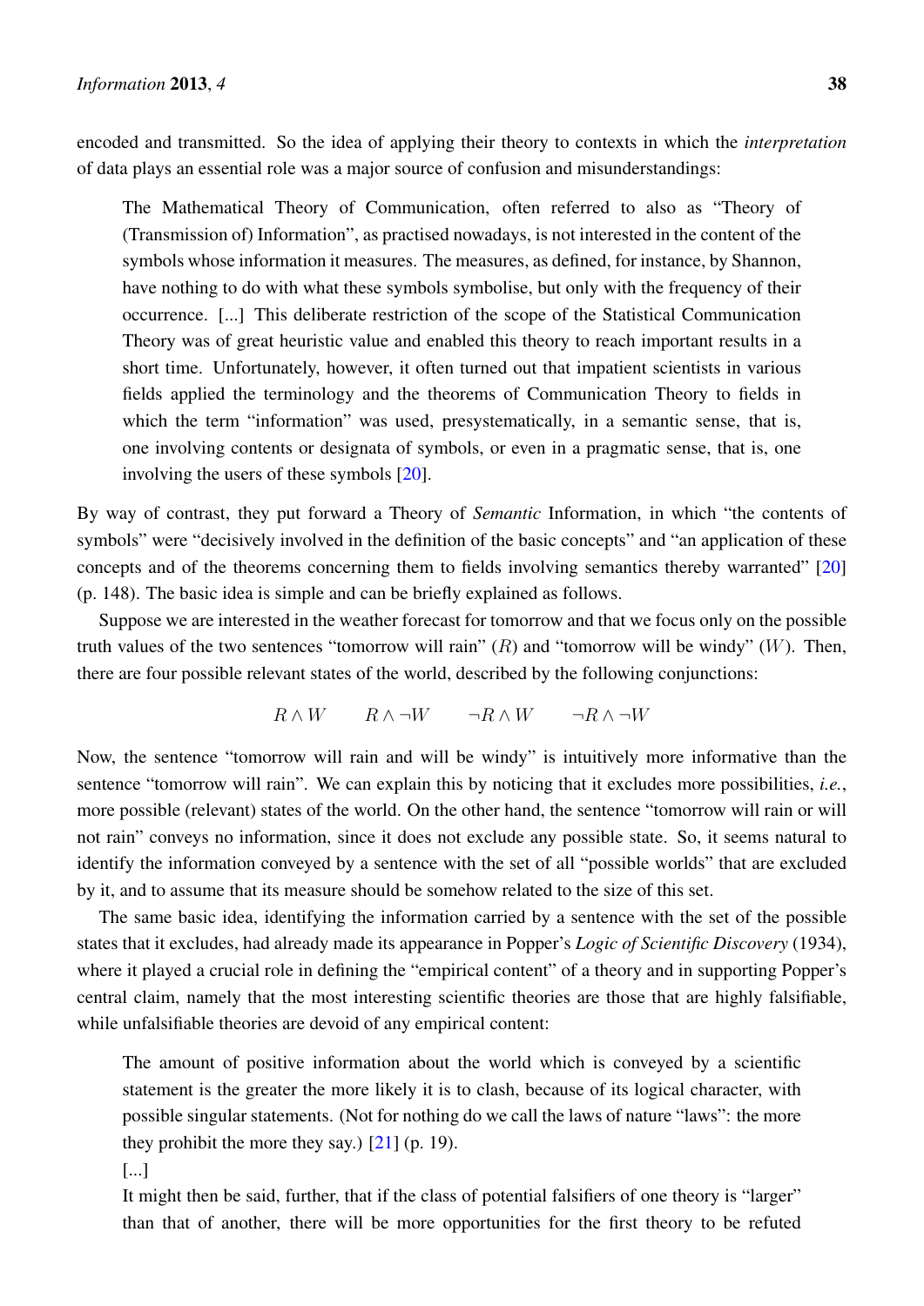encoded and transmitted. So the idea of applying their theory to contexts in which the *interpretation* of data plays an essential role was a major source of confusion and misunderstandings:

> The Mathematical Theory of Communication, often referred to also as "Theory of (Transmission of) Information", as practised nowadays, is not interested in the content of the symbols whose information it measures. The measures, as defined, for instance, by Shannon, have nothing to do with what these symbols symbolise, but only with the frequency of their occurrence. [...] This deliberate restriction of the scope of the Statistical Communication Theory was of great heuristic value and enabled this theory to reach important results in a short time. Unfortunately, however, it often turned out that impatient scientists in various fields applied the terminology and the theorems of Communication Theory to fields in which the term "information" was used, presystematically, in a semantic sense, that is, one involving contents or designata of symbols, or even in a pragmatic sense, that is, one involving the users of these symbols [20].

By way of contrast, they put forward a Theory of *Semantic* Information, in which "the contents of symbols" were "decisively involved in the definition of the basic concepts" and "an application of these concepts and of the theorems concerning them to fields involving semantics thereby warranted" [20] (p. 148). The basic idea is simple and can be briefly explained as follows.

Suppose we are interested in the weather forecast for tomorrow and that we focus only on the possible truth values of the two sentences "tomorrow will rain" ($R$) and "tomorrow will be windy" ($W$). Then, there are four possible relevant states of the world, described by the following conjunctions:

$$R \wedge W \qquad R \wedge \neg W \qquad \neg R \wedge W \qquad \neg R \wedge \neg W$$

Now, the sentence "tomorrow will rain and will be windy" is intuitively more informative than the sentence "tomorrow will rain". We can explain this by noticing that it excludes more possibilities, *i.e.*, more possible (relevant) states of the world. On the other hand, the sentence "tomorrow will rain or will not rain" conveys no information, since it does not exclude any possible state. So, it seems natural to identify the information conveyed by a sentence with the set of all "possible worlds" that are excluded by it, and to assume that its measure should be somehow related to the size of this set.

The same basic idea, identifying the information carried by a sentence with the set of the possible states that it excludes, had already made its appearance in Popper's *Logic of Scientific Discovery* (1934), where it played a crucial role in defining the "empirical content" of a theory and in supporting Popper's central claim, namely that the most interesting scientific theories are those that are highly falsifiable, while unfalsifiable theories are devoid of any empirical content:

> The amount of positive information about the world which is conveyed by a scientific statement is the greater the more likely it is to clash, because of its logical character, with possible singular statements. (Not for nothing do we call the laws of nature "laws": the more they prohibit the more they say.) [21] (p. 19).
>
> [...]
>
> It might then be said, further, that if the class of potential falsifiers of one theory is "larger" than that of another, there will be more opportunities for the first theory to be refuted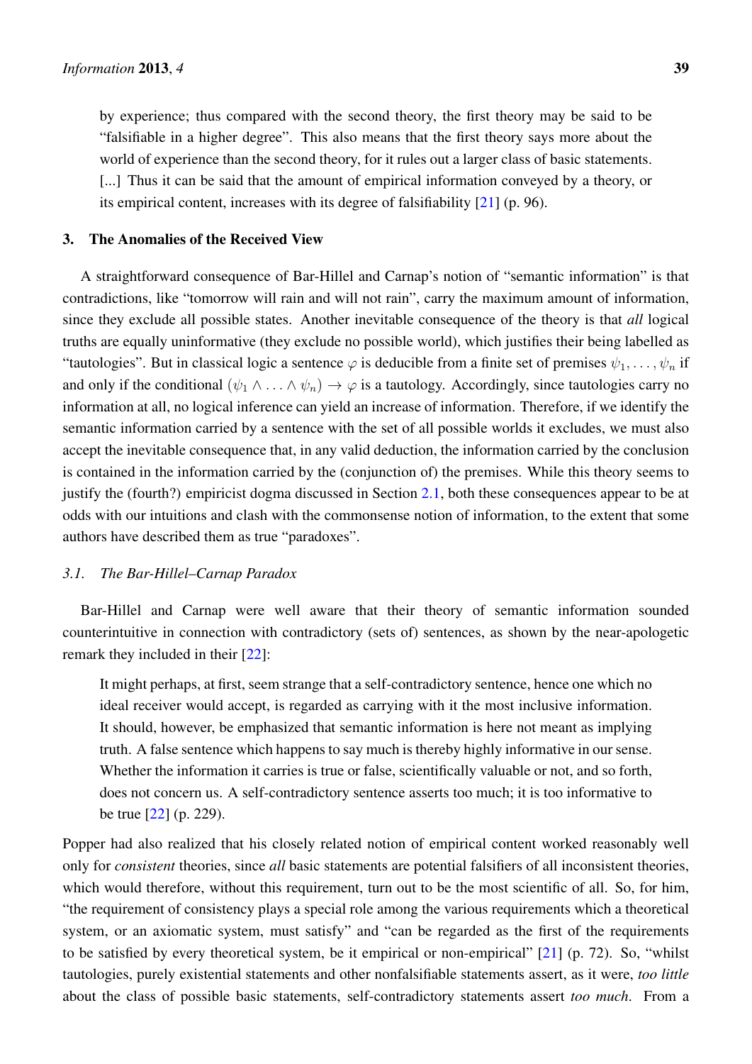by experience; thus compared with the second theory, the first theory may be said to be "falsifiable in a higher degree". This also means that the first theory says more about the world of experience than the second theory, for it rules out a larger class of basic statements. [...] Thus it can be said that the amount of empirical information conveyed by a theory, or its empirical content, increases with its degree of falsifiability [21] (p. 96).

## 3. The Anomalies of the Received View

A straightforward consequence of Bar-Hillel and Carnap's notion of "semantic information" is that contradictions, like "tomorrow will rain and will not rain", carry the maximum amount of information, since they exclude all possible states. Another inevitable consequence of the theory is that *all* logical truths are equally uninformative (they exclude no possible world), which justifies their being labelled as "tautologies". But in classical logic a sentence $\varphi$ is deducible from a finite set of premises $\psi_1, \ldots, \psi_n$ if and only if the conditional $(\psi_1 \wedge \ldots \wedge \psi_n) \rightarrow \varphi$ is a tautology. Accordingly, since tautologies carry no information at all, no logical inference can yield an increase of information. Therefore, if we identify the semantic information carried by a sentence with the set of all possible worlds it excludes, we must also accept the inevitable consequence that, in any valid deduction, the information carried by the conclusion is contained in the information carried by the (conjunction of) the premises. While this theory seems to justify the (fourth?) empiricist dogma discussed in Section 2.1, both these consequences appear to be at odds with our intuitions and clash with the commonsense notion of information, to the extent that some authors have described them as true "paradoxes".

### 3.1. The Bar-Hillel–Carnap Paradox

Bar-Hillel and Carnap were well aware that their theory of semantic information sounded counterintuitive in connection with contradictory (sets of) sentences, as shown by the near-apologetic remark they included in their [22]:

> It might perhaps, at first, seem strange that a self-contradictory sentence, hence one which no ideal receiver would accept, is regarded as carrying with it the most inclusive information. It should, however, be emphasized that semantic information is here not meant as implying truth. A false sentence which happens to say much is thereby highly informative in our sense. Whether the information it carries is true or false, scientifically valuable or not, and so forth, does not concern us. A self-contradictory sentence asserts too much; it is too informative to be true [22] (p. 229).

Popper had also realized that his closely related notion of empirical content worked reasonably well only for *consistent* theories, since *all* basic statements are potential falsifiers of all inconsistent theories, which would therefore, without this requirement, turn out to be the most scientific of all. So, for him, "the requirement of consistency plays a special role among the various requirements which a theoretical system, or an axiomatic system, must satisfy" and "can be regarded as the first of the requirements to be satisfied by every theoretical system, be it empirical or non-empirical" [21] (p. 72). So, "whilst tautologies, purely existential statements and other nonfalsifiable statements assert, as it were, *too little* about the class of possible basic statements, self-contradictory statements assert *too much.* From a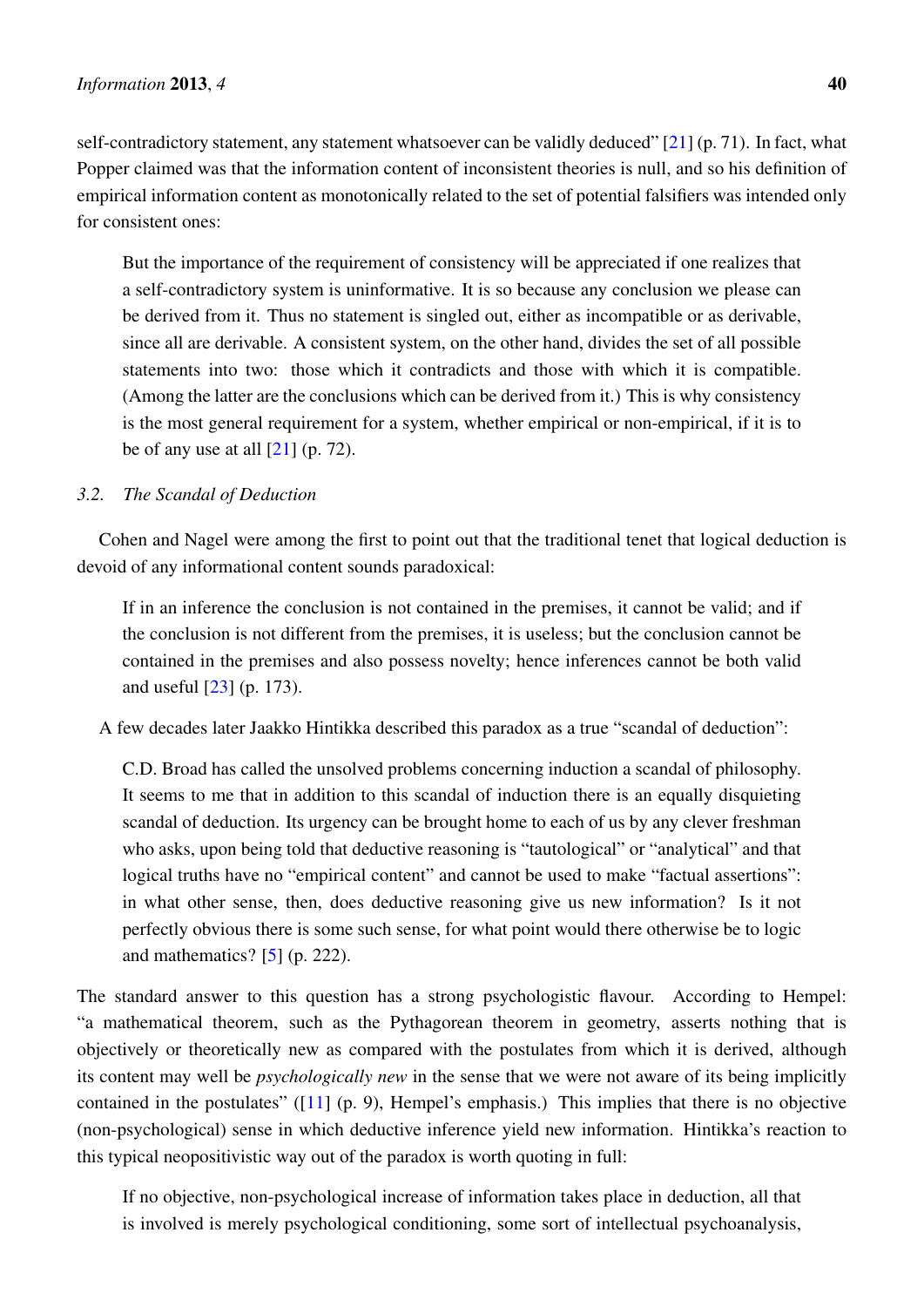self-contradictory statement, any statement whatsoever can be validly deduced" [21] (p. 71). In fact, what Popper claimed was that the information content of inconsistent theories is null, and so his definition of empirical information content as monotonically related to the set of potential falsifiers was intended only for consistent ones:

> But the importance of the requirement of consistency will be appreciated if one realizes that a self-contradictory system is uninformative. It is so because any conclusion we please can be derived from it. Thus no statement is singled out, either as incompatible or as derivable, since all are derivable. A consistent system, on the other hand, divides the set of all possible statements into two: those which it contradicts and those with which it is compatible. (Among the latter are the conclusions which can be derived from it.) This is why consistency is the most general requirement for a system, whether empirical or non-empirical, if it is to be of any use at all [21] (p. 72).

### *3.2. The Scandal of Deduction*

Cohen and Nagel were among the first to point out that the traditional tenet that logical deduction is devoid of any informational content sounds paradoxical:

> If in an inference the conclusion is not contained in the premises, it cannot be valid; and if the conclusion is not different from the premises, it is useless; but the conclusion cannot be contained in the premises and also possess novelty; hence inferences cannot be both valid and useful [23] (p. 173).

A few decades later Jaakko Hintikka described this paradox as a true "scandal of deduction":

> C.D. Broad has called the unsolved problems concerning induction a scandal of philosophy. It seems to me that in addition to this scandal of induction there is an equally disquieting scandal of deduction. Its urgency can be brought home to each of us by any clever freshman who asks, upon being told that deductive reasoning is "tautological" or "analytical" and that logical truths have no "empirical content" and cannot be used to make "factual assertions": in what other sense, then, does deductive reasoning give us new information? Is it not perfectly obvious there is some such sense, for what point would there otherwise be to logic and mathematics? [5] (p. 222).

The standard answer to this question has a strong psychologistic flavour. According to Hempel: "a mathematical theorem, such as the Pythagorean theorem in geometry, asserts nothing that is objectively or theoretically new as compared with the postulates from which it is derived, although its content may well be *psychologically new* in the sense that we were not aware of its being implicitly contained in the postulates" ([11] (p. 9), Hempel's emphasis.) This implies that there is no objective (non-psychological) sense in which deductive inference yield new information. Hintikka's reaction to this typical neopositivistic way out of the paradox is worth quoting in full:

> If no objective, non-psychological increase of information takes place in deduction, all that is involved is merely psychological conditioning, some sort of intellectual psychoanalysis,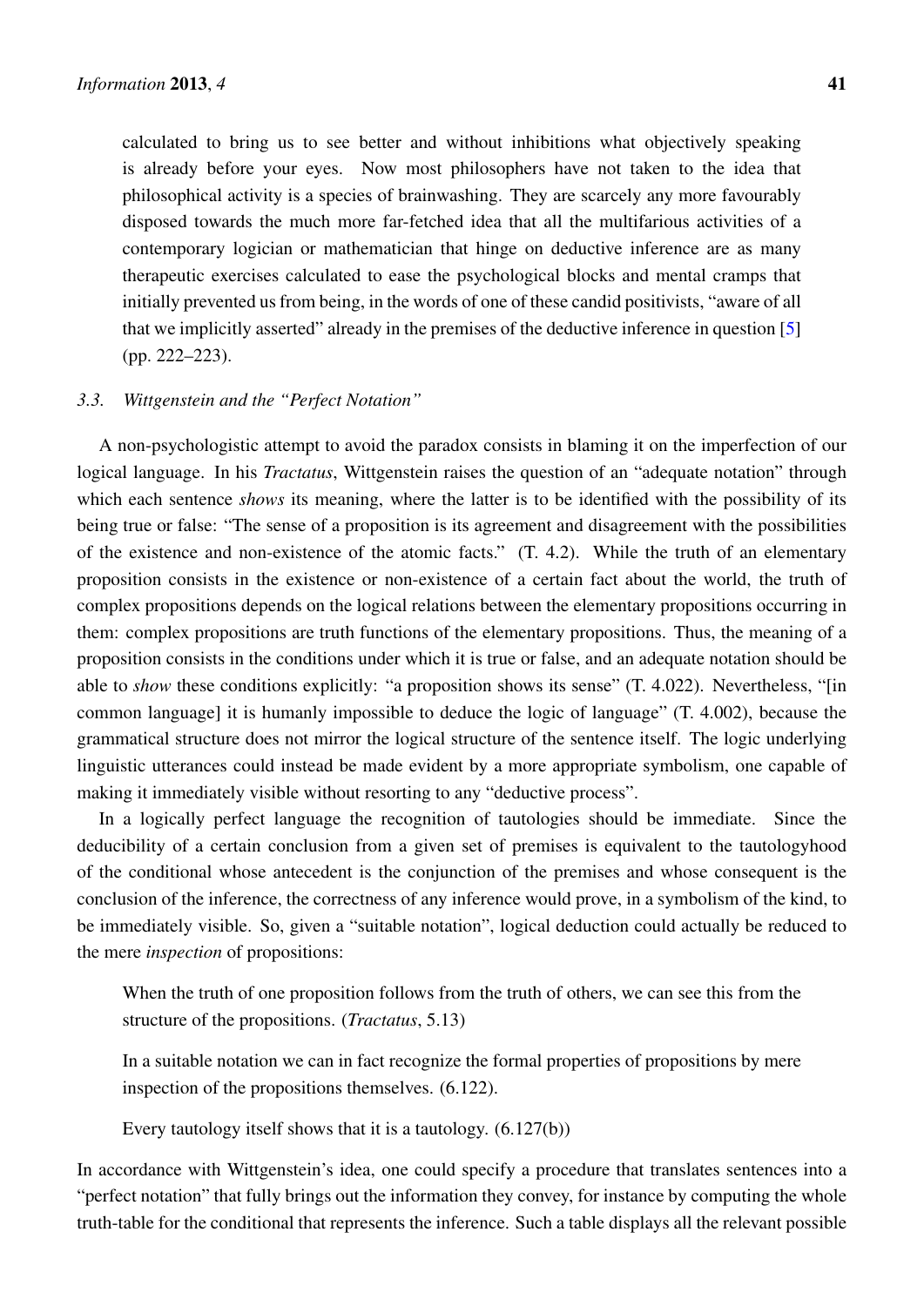> calculated to bring us to see better and without inhibitions what objectively speaking is already before your eyes. Now most philosophers have not taken to the idea that philosophical activity is a species of brainwashing. They are scarcely any more favourably disposed towards the much more far-fetched idea that all the multifarious activities of a contemporary logician or mathematician that hinge on deductive inference are as many therapeutic exercises calculated to ease the psychological blocks and mental cramps that initially prevented us from being, in the words of one of these candid positivists, "aware of all that we implicitly asserted" already in the premises of the deductive inference in question [5] (pp. 222–223).

### *3.3. Wittgenstein and the "Perfect Notation"*

A non-psychologistic attempt to avoid the paradox consists in blaming it on the imperfection of our logical language. In his *Tractatus*, Wittgenstein raises the question of an "adequate notation" through which each sentence *shows* its meaning, where the latter is to be identified with the possibility of its being true or false: "The sense of a proposition is its agreement and disagreement with the possibilities of the existence and non-existence of the atomic facts." (T. 4.2). While the truth of an elementary proposition consists in the existence or non-existence of a certain fact about the world, the truth of complex propositions depends on the logical relations between the elementary propositions occurring in them: complex propositions are truth functions of the elementary propositions. Thus, the meaning of a proposition consists in the conditions under which it is true or false, and an adequate notation should be able to *show* these conditions explicitly: "a proposition shows its sense" (T. 4.022). Nevertheless, "[in common language] it is humanly impossible to deduce the logic of language" (T. 4.002), because the grammatical structure does not mirror the logical structure of the sentence itself. The logic underlying linguistic utterances could instead be made evident by a more appropriate symbolism, one capable of making it immediately visible without resorting to any "deductive process".

In a logically perfect language the recognition of tautologies should be immediate. Since the deducibility of a certain conclusion from a given set of premises is equivalent to the tautologyhood of the conditional whose antecedent is the conjunction of the premises and whose consequent is the conclusion of the inference, the correctness of any inference would prove, in a symbolism of the kind, to be immediately visible. So, given a "suitable notation", logical deduction could actually be reduced to the mere *inspection* of propositions:

> When the truth of one proposition follows from the truth of others, we can see this from the structure of the propositions. (*Tractatus*, 5.13)

> In a suitable notation we can in fact recognize the formal properties of propositions by mere inspection of the propositions themselves. (6.122).

> Every tautology itself shows that it is a tautology. (6.127(b))

In accordance with Wittgenstein's idea, one could specify a procedure that translates sentences into a "perfect notation" that fully brings out the information they convey, for instance by computing the whole truth-table for the conditional that represents the inference. Such a table displays all the relevant possible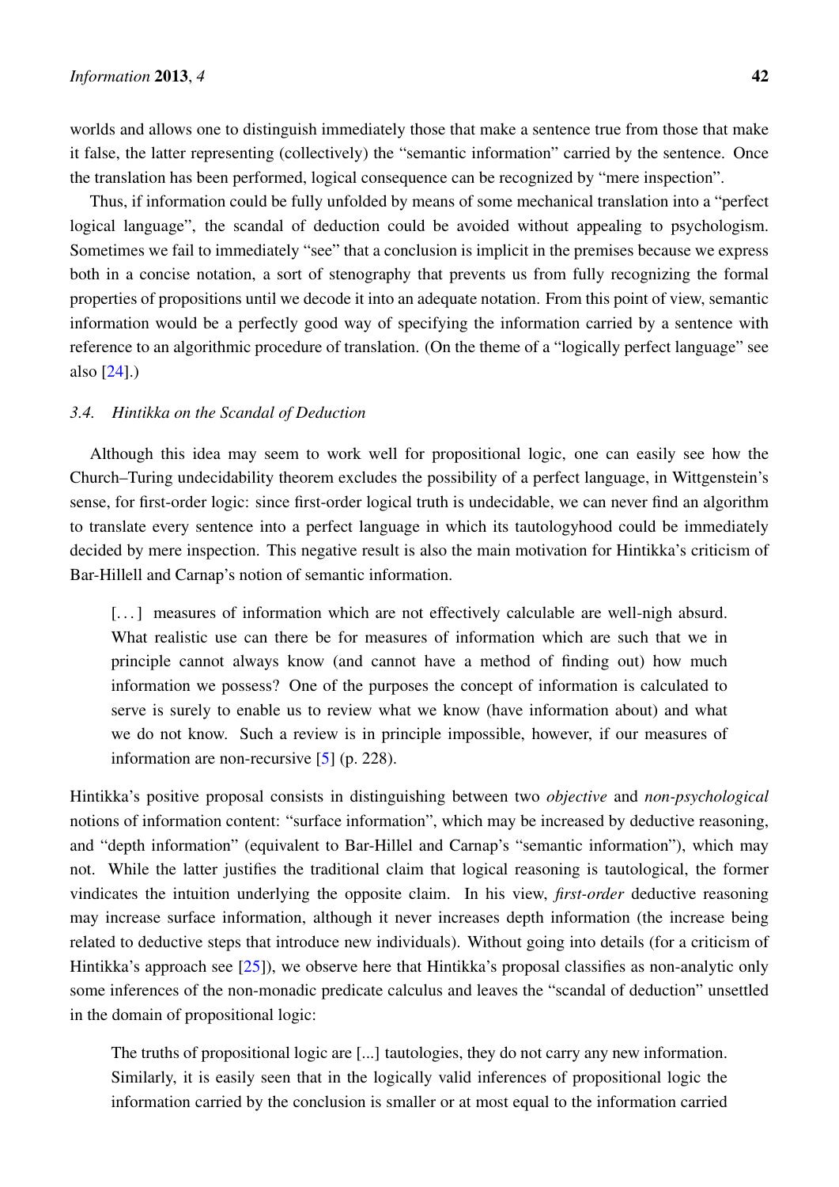worlds and allows one to distinguish immediately those that make a sentence true from those that make it false, the latter representing (collectively) the "semantic information" carried by the sentence. Once the translation has been performed, logical consequence can be recognized by "mere inspection".

Thus, if information could be fully unfolded by means of some mechanical translation into a "perfect logical language", the scandal of deduction could be avoided without appealing to psychologism. Sometimes we fail to immediately "see" that a conclusion is implicit in the premises because we express both in a concise notation, a sort of stenography that prevents us from fully recognizing the formal properties of propositions until we decode it into an adequate notation. From this point of view, semantic information would be a perfectly good way of specifying the information carried by a sentence with reference to an algorithmic procedure of translation. (On the theme of a "logically perfect language" see also [24].)

### *3.4. Hintikka on the Scandal of Deduction*

Although this idea may seem to work well for propositional logic, one can easily see how the Church–Turing undecidability theorem excludes the possibility of a perfect language, in Wittgenstein's sense, for first-order logic: since first-order logical truth is undecidable, we can never find an algorithm to translate every sentence into a perfect language in which its tautologyhood could be immediately decided by mere inspection. This negative result is also the main motivation for Hintikka's criticism of Bar-Hillell and Carnap's notion of semantic information.

> [...] measures of information which are not effectively calculable are well-nigh absurd. What realistic use can there be for measures of information which are such that we in principle cannot always know (and cannot have a method of finding out) how much information we possess? One of the purposes the concept of information is calculated to serve is surely to enable us to review what we know (have information about) and what we do not know. Such a review is in principle impossible, however, if our measures of information are non-recursive [5] (p. 228).

Hintikka's positive proposal consists in distinguishing between two *objective* and *non-psychological* notions of information content: "surface information", which may be increased by deductive reasoning, and "depth information" (equivalent to Bar-Hillel and Carnap's "semantic information"), which may not. While the latter justifies the traditional claim that logical reasoning is tautological, the former vindicates the intuition underlying the opposite claim. In his view, *first-order* deductive reasoning may increase surface information, although it never increases depth information (the increase being related to deductive steps that introduce new individuals). Without going into details (for a criticism of Hintikka's approach see [25]), we observe here that Hintikka's proposal classifies as non-analytic only some inferences of the non-monadic predicate calculus and leaves the "scandal of deduction" unsettled in the domain of propositional logic:

> The truths of propositional logic are [...] tautologies, they do not carry any new information. Similarly, it is easily seen that in the logically valid inferences of propositional logic the information carried by the conclusion is smaller or at most equal to the information carried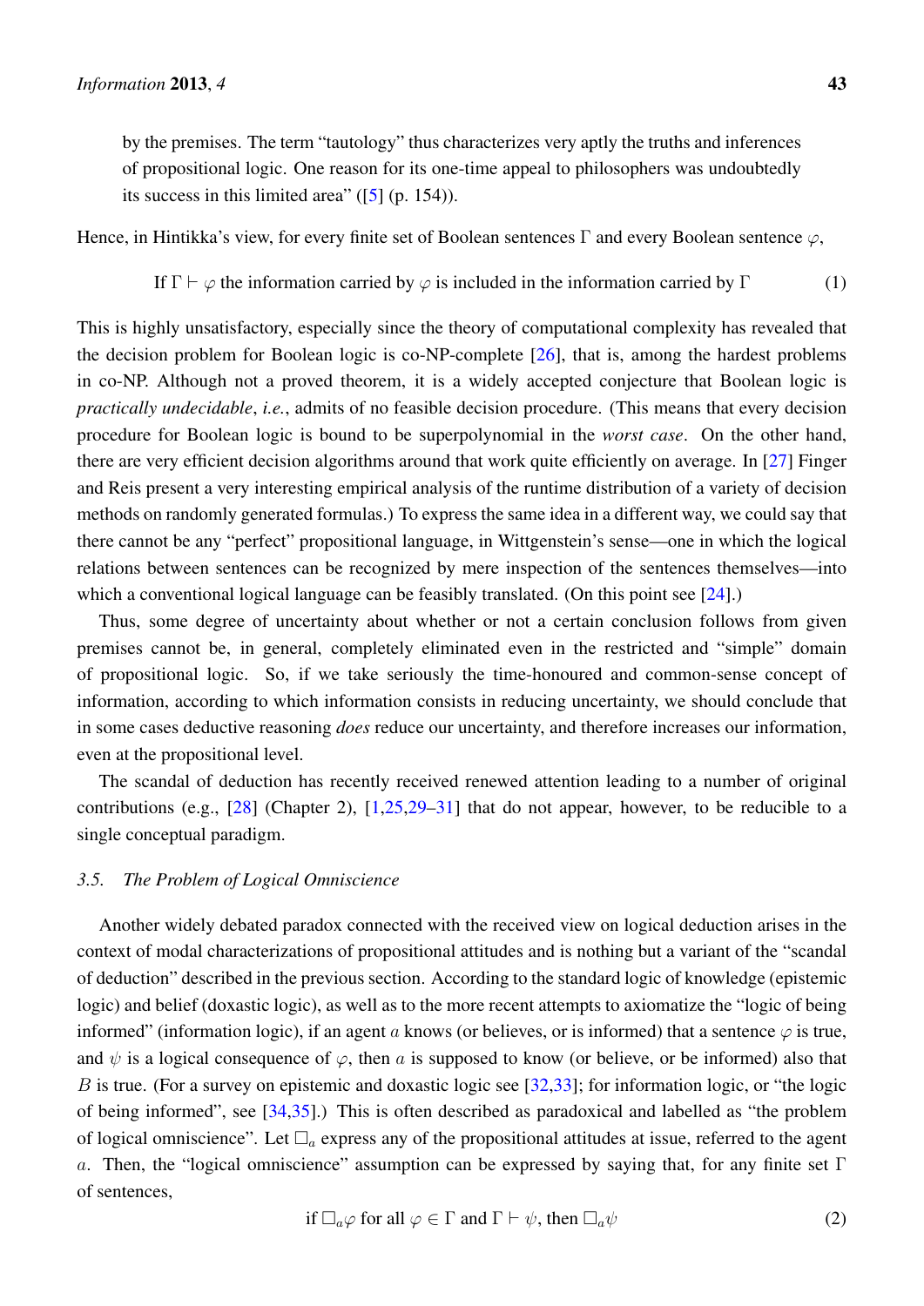by the premises. The term "tautology" thus characterizes very aptly the truths and inferences of propositional logic. One reason for its one-time appeal to philosophers was undoubtedly its success in this limited area" ([5] (p. 154)).

Hence, in Hintikka's view, for every finite set of Boolean sentences $\Gamma$ and every Boolean sentence $\varphi$,

$$\text{If } \Gamma \vdash \varphi \text{ the information carried by } \varphi \text{ is included in the information carried by } \Gamma \tag{1}$$

This is highly unsatisfactory, especially since the theory of computational complexity has revealed that the decision problem for Boolean logic is co-NP-complete [26], that is, among the hardest problems in co-NP. Although not a proved theorem, it is a widely accepted conjecture that Boolean logic is *practically undecidable*, *i.e.*, admits of no feasible decision procedure. (This means that every decision procedure for Boolean logic is bound to be superpolynomial in the *worst case*. On the other hand, there are very efficient decision algorithms around that work quite efficiently on average. In [27] Finger and Reis present a very interesting empirical analysis of the runtime distribution of a variety of decision methods on randomly generated formulas.) To express the same idea in a different way, we could say that there cannot be any "perfect" propositional language, in Wittgenstein's sense—one in which the logical relations between sentences can be recognized by mere inspection of the sentences themselves—into which a conventional logical language can be feasibly translated. (On this point see [24].)

Thus, some degree of uncertainty about whether or not a certain conclusion follows from given premises cannot be, in general, completely eliminated even in the restricted and "simple" domain of propositional logic. So, if we take seriously the time-honoured and common-sense concept of information, according to which information consists in reducing uncertainty, we should conclude that in some cases deductive reasoning *does* reduce our uncertainty, and therefore increases our information, even at the propositional level.

The scandal of deduction has recently received renewed attention leading to a number of original contributions (e.g., [28] (Chapter 2), [1,25,29–31] that do not appear, however, to be reducible to a single conceptual paradigm.

### 3.5. The Problem of Logical Omniscience

Another widely debated paradox connected with the received view on logical deduction arises in the context of modal characterizations of propositional attitudes and is nothing but a variant of the "scandal of deduction" described in the previous section. According to the standard logic of knowledge (epistemic logic) and belief (doxastic logic), as well as to the more recent attempts to axiomatize the "logic of being informed" (information logic), if an agent $a$ knows (or believes, or is informed) that a sentence $\varphi$ is true, and $\psi$ is a logical consequence of $\varphi$, then $a$ is supposed to know (or believe, or be informed) also that $B$ is true. (For a survey on epistemic and doxastic logic see [32,33]; for information logic, or "the logic of being informed", see [34,35].) This is often described as paradoxical and labelled as "the problem of logical omniscience". Let $\Box_a$ express any of the propositional attitudes at issue, referred to the agent $a$. Then, the "logical omniscience" assumption can be expressed by saying that, for any finite set $\Gamma$ of sentences,

$$\text{if } \Box_a \varphi \text{ for all } \varphi \in \Gamma \text{ and } \Gamma \vdash \psi, \text{ then } \Box_a \psi \tag{2}$$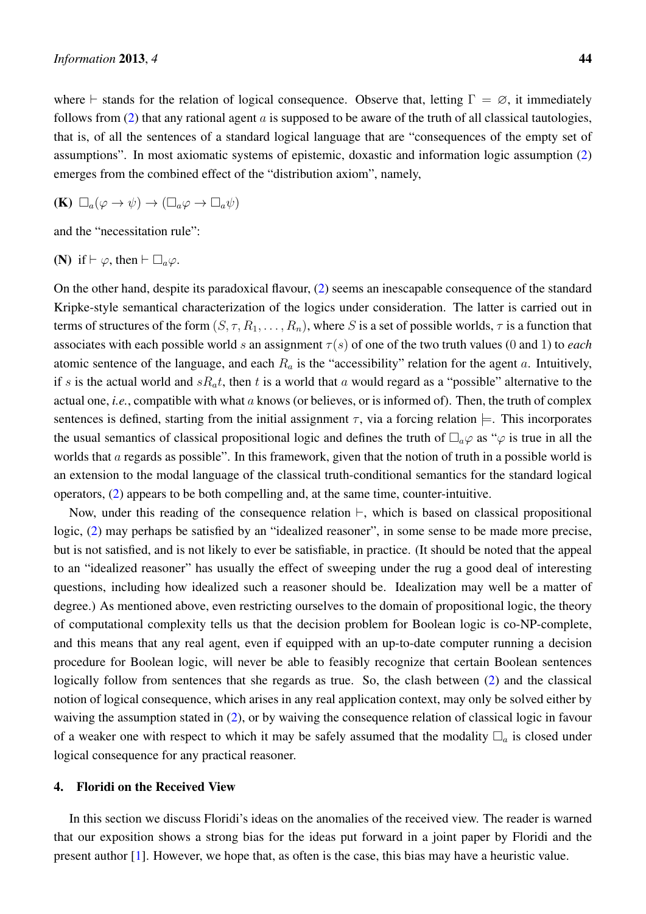where $\vdash$ stands for the relation of logical consequence. Observe that, letting $\Gamma = \varnothing$, it immediately follows from (2) that any rational agent $a$ is supposed to be aware of the truth of all classical tautologies, that is, of all the sentences of a standard logical language that are "consequences of the empty set of assumptions". In most axiomatic systems of epistemic, doxastic and information logic assumption (2) emerges from the combined effect of the "distribution axiom", namely,

**(K)** $\Box_a(\varphi \to \psi) \to (\Box_a \varphi \to \Box_a \psi)$

and the "necessitation rule":

**(N)** if $\vdash \varphi$, then $\vdash \Box_a \varphi$.

On the other hand, despite its paradoxical flavour, (2) seems an inescapable consequence of the standard Kripke-style semantical characterization of the logics under consideration. The latter is carried out in terms of structures of the form $(S, \tau, R_1, \ldots, R_n)$, where $S$ is a set of possible worlds, $\tau$ is a function that associates with each possible world $s$ an assignment $\tau(s)$ of one of the two truth values (0 and 1) to *each* atomic sentence of the language, and each $R_a$ is the "accessibility" relation for the agent $a$. Intuitively, if $s$ is the actual world and $sR_a t$, then $t$ is a world that $a$ would regard as a "possible" alternative to the actual one, *i.e.*, compatible with what $a$ knows (or believes, or is informed of). Then, the truth of complex sentences is defined, starting from the initial assignment $\tau$, via a forcing relation $\models$. This incorporates the usual semantics of classical propositional logic and defines the truth of $\Box_a \varphi$ as "$\varphi$ is true in all the worlds that $a$ regards as possible". In this framework, given that the notion of truth in a possible world is an extension to the modal language of the classical truth-conditional semantics for the standard logical operators, (2) appears to be both compelling and, at the same time, counter-intuitive.

Now, under this reading of the consequence relation $\vdash$, which is based on classical propositional logic, (2) may perhaps be satisfied by an "idealized reasoner", in some sense to be made more precise, but is not satisfied, and is not likely to ever be satisfiable, in practice. (It should be noted that the appeal to an "idealized reasoner" has usually the effect of sweeping under the rug a good deal of interesting questions, including how idealized such a reasoner should be. Idealization may well be a matter of degree.) As mentioned above, even restricting ourselves to the domain of propositional logic, the theory of computational complexity tells us that the decision problem for Boolean logic is co-NP-complete, and this means that any real agent, even if equipped with an up-to-date computer running a decision procedure for Boolean logic, will never be able to feasibly recognize that certain Boolean sentences logically follow from sentences that she regards as true. So, the clash between (2) and the classical notion of logical consequence, which arises in any real application context, may only be solved either by waiving the assumption stated in (2), or by waiving the consequence relation of classical logic in favour of a weaker one with respect to which it may be safely assumed that the modality $\Box_a$ is closed under logical consequence for any practical reasoner.

## 4. Floridi on the Received View

In this section we discuss Floridi's ideas on the anomalies of the received view. The reader is warned that our exposition shows a strong bias for the ideas put forward in a joint paper by Floridi and the present author [1]. However, we hope that, as often is the case, this bias may have a heuristic value.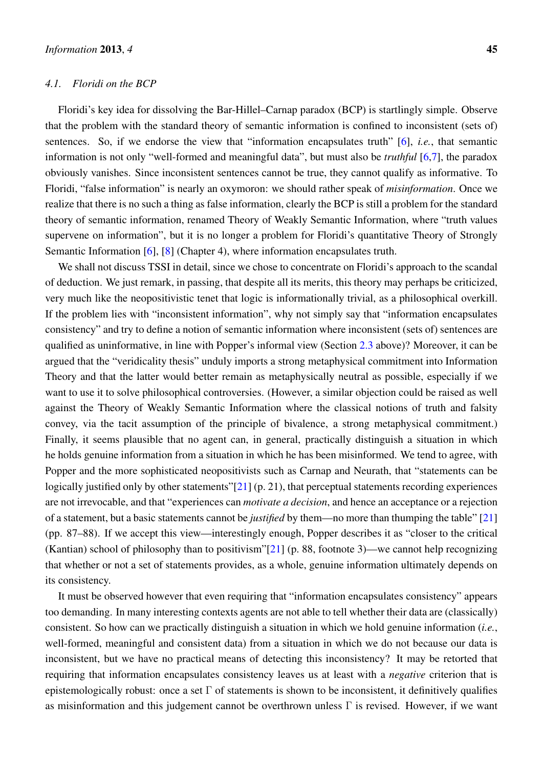### 4.1. Floridi on the BCP

Floridi's key idea for dissolving the Bar-Hillel–Carnap paradox (BCP) is startlingly simple. Observe that the problem with the standard theory of semantic information is confined to inconsistent (sets of) sentences. So, if we endorse the view that "information encapsulates truth" [6], *i.e.*, that semantic information is not only "well-formed and meaningful data", but must also be *truthful* [6,7], the paradox obviously vanishes. Since inconsistent sentences cannot be true, they cannot qualify as informative. To Floridi, "false information" is nearly an oxymoron: we should rather speak of *misinformation*. Once we realize that there is no such a thing as false information, clearly the BCP is still a problem for the standard theory of semantic information, renamed Theory of Weakly Semantic Information, where "truth values supervene on information", but it is no longer a problem for Floridi's quantitative Theory of Strongly Semantic Information [6], [8] (Chapter 4), where information encapsulates truth.

We shall not discuss TSSI in detail, since we chose to concentrate on Floridi's approach to the scandal of deduction. We just remark, in passing, that despite all its merits, this theory may perhaps be criticized, very much like the neopositivistic tenet that logic is informationally trivial, as a philosophical overkill. If the problem lies with "inconsistent information", why not simply say that "information encapsulates consistency" and try to define a notion of semantic information where inconsistent (sets of) sentences are qualified as uninformative, in line with Popper's informal view (Section 2.3 above)? Moreover, it can be argued that the "veridicality thesis" unduly imports a strong metaphysical commitment into Information Theory and that the latter would better remain as metaphysically neutral as possible, especially if we want to use it to solve philosophical controversies. (However, a similar objection could be raised as well against the Theory of Weakly Semantic Information where the classical notions of truth and falsity convey, via the tacit assumption of the principle of bivalence, a strong metaphysical commitment.) Finally, it seems plausible that no agent can, in general, practically distinguish a situation in which he holds genuine information from a situation in which he has been misinformed. We tend to agree, with Popper and the more sophisticated neopositivists such as Carnap and Neurath, that "statements can be logically justified only by other statements"[21] (p. 21), that perceptual statements recording experiences are not irrevocable, and that "experiences can *motivate a decision*, and hence an acceptance or a rejection of a statement, but a basic statements cannot be *justified* by them—no more than thumping the table" [21] (pp. 87–88). If we accept this view—interestingly enough, Popper describes it as "closer to the critical (Kantian) school of philosophy than to positivism"[21] (p. 88, footnote 3)—we cannot help recognizing that whether or not a set of statements provides, as a whole, genuine information ultimately depends on its consistency.

It must be observed however that even requiring that "information encapsulates consistency" appears too demanding. In many interesting contexts agents are not able to tell whether their data are (classically) consistent. So how can we practically distinguish a situation in which we hold genuine information (*i.e.*, well-formed, meaningful and consistent data) from a situation in which we do not because our data is inconsistent, but we have no practical means of detecting this inconsistency? It may be retorted that requiring that information encapsulates consistency leaves us at least with a *negative* criterion that is epistemologically robust: once a set $\Gamma$ of statements is shown to be inconsistent, it definitively qualifies as misinformation and this judgement cannot be overthrown unless $\Gamma$ is revised. However, if we want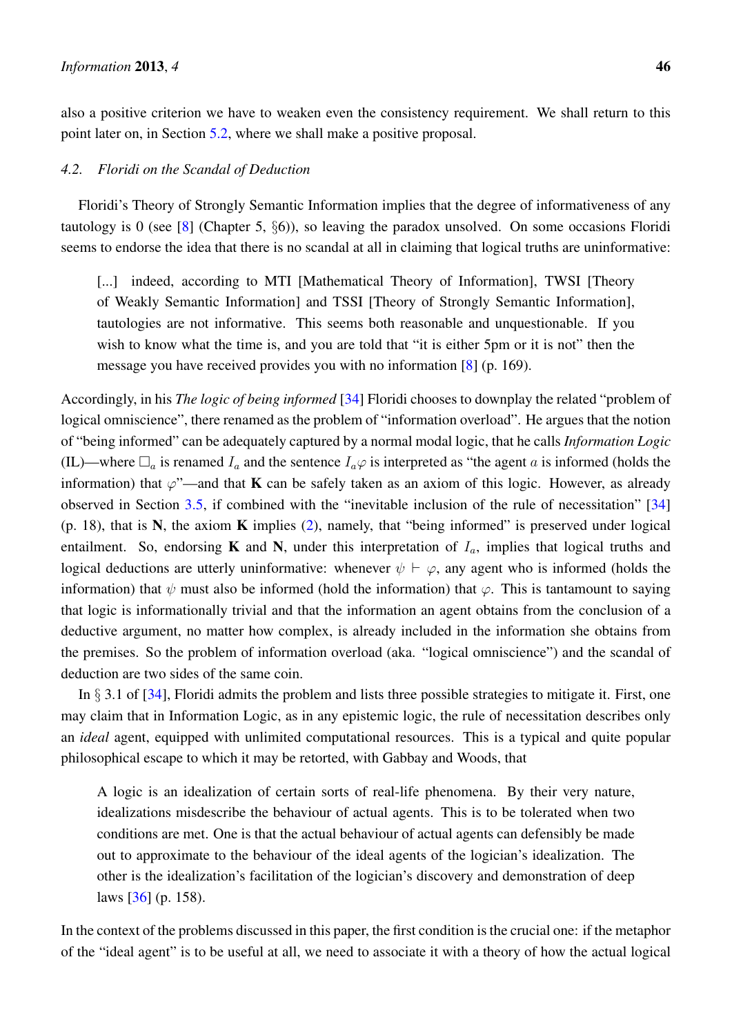also a positive criterion we have to weaken even the consistency requirement. We shall return to this point later on, in Section 5.2, where we shall make a positive proposal.

### 4.2. Floridi on the Scandal of Deduction

Floridi's Theory of Strongly Semantic Information implies that the degree of informativeness of any tautology is 0 (see [8] (Chapter 5, §6)), so leaving the paradox unsolved. On some occasions Floridi seems to endorse the idea that there is no scandal at all in claiming that logical truths are uninformative:

> [...] indeed, according to MTI [Mathematical Theory of Information], TWSI [Theory of Weakly Semantic Information] and TSSI [Theory of Strongly Semantic Information], tautologies are not informative. This seems both reasonable and unquestionable. If you wish to know what the time is, and you are told that "it is either 5pm or it is not" then the message you have received provides you with no information [8] (p. 169).

Accordingly, in his *The logic of being informed* [34] Floridi chooses to downplay the related "problem of logical omniscience", there renamed as the problem of "information overload". He argues that the notion of "being informed" can be adequately captured by a normal modal logic, that he calls *Information Logic* (IL)—where $\Box_a$ is renamed $I_a$ and the sentence $I_a\varphi$ is interpreted as "the agent $a$ is informed (holds the information) that $\varphi$"—and that **K** can be safely taken as an axiom of this logic. However, as already observed in Section 3.5, if combined with the "inevitable inclusion of the rule of necessitation" [34] (p. 18), that is **N**, the axiom **K** implies (2), namely, that "being informed" is preserved under logical entailment. So, endorsing **K** and **N**, under this interpretation of $I_a$, implies that logical truths and logical deductions are utterly uninformative: whenever $\psi \vdash \varphi$, any agent who is informed (holds the information) that $\psi$ must also be informed (hold the information) that $\varphi$. This is tantamount to saying that logic is informationally trivial and that the information an agent obtains from the conclusion of a deductive argument, no matter how complex, is already included in the information she obtains from the premises. So the problem of information overload (aka. "logical omniscience") and the scandal of deduction are two sides of the same coin.

In § 3.1 of [34], Floridi admits the problem and lists three possible strategies to mitigate it. First, one may claim that in Information Logic, as in any epistemic logic, the rule of necessitation describes only an *ideal* agent, equipped with unlimited computational resources. This is a typical and quite popular philosophical escape to which it may be retorted, with Gabbay and Woods, that

> A logic is an idealization of certain sorts of real-life phenomena. By their very nature, idealizations misdescribe the behaviour of actual agents. This is to be tolerated when two conditions are met. One is that the actual behaviour of actual agents can defensibly be made out to approximate to the behaviour of the ideal agents of the logician's idealization. The other is the idealization's facilitation of the logician's discovery and demonstration of deep laws [36] (p. 158).

In the context of the problems discussed in this paper, the first condition is the crucial one: if the metaphor of the "ideal agent" is to be useful at all, we need to associate it with a theory of how the actual logical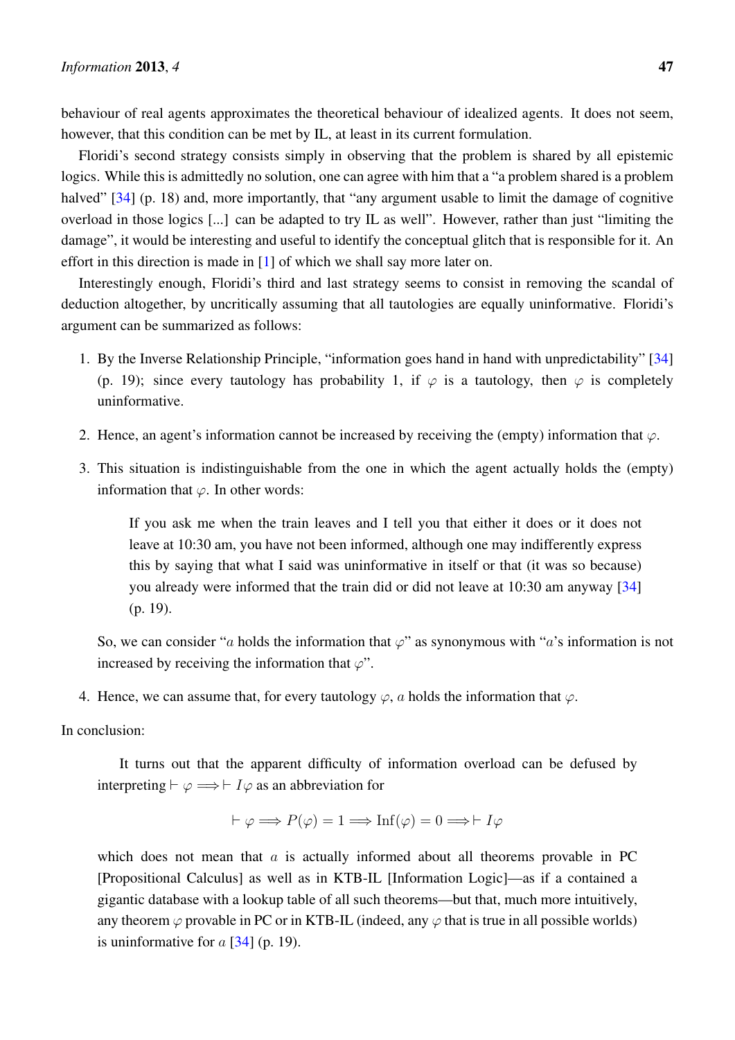behaviour of real agents approximates the theoretical behaviour of idealized agents. It does not seem, however, that this condition can be met by IL, at least in its current formulation.

Floridi's second strategy consists simply in observing that the problem is shared by all epistemic logics. While this is admittedly no solution, one can agree with him that a "a problem shared is a problem halved" [34] (p. 18) and, more importantly, that "any argument usable to limit the damage of cognitive overload in those logics [...] can be adapted to try IL as well". However, rather than just "limiting the damage", it would be interesting and useful to identify the conceptual glitch that is responsible for it. An effort in this direction is made in [1] of which we shall say more later on.

Interestingly enough, Floridi's third and last strategy seems to consist in removing the scandal of deduction altogether, by uncritically assuming that all tautologies are equally uninformative. Floridi's argument can be summarized as follows:

1. By the Inverse Relationship Principle, "information goes hand in hand with unpredictability" [34] (p. 19); since every tautology has probability 1, if $\varphi$ is a tautology, then $\varphi$ is completely uninformative.

2. Hence, an agent's information cannot be increased by receiving the (empty) information that $\varphi$.

3. This situation is indistinguishable from the one in which the agent actually holds the (empty) information that $\varphi$. In other words:

   > If you ask me when the train leaves and I tell you that either it does or it does not leave at 10:30 am, you have not been informed, although one may indifferently express this by saying that what I said was uninformative in itself or that (it was so because) you already were informed that the train did or did not leave at 10:30 am anyway [34] (p. 19).

   So, we can consider "$a$ holds the information that $\varphi$" as synonymous with "$a$'s information is not increased by receiving the information that $\varphi$".

4. Hence, we can assume that, for every tautology $\varphi$, $a$ holds the information that $\varphi$.

In conclusion:

> It turns out that the apparent difficulty of information overload can be defused by interpreting $\vdash \varphi \Longrightarrow \vdash I\varphi$ as an abbreviation for
>
> $$\vdash \varphi \Longrightarrow P(\varphi) = 1 \Longrightarrow \text{Inf}(\varphi) = 0 \Longrightarrow \vdash I\varphi$$
>
> which does not mean that $a$ is actually informed about all theorems provable in PC [Propositional Calculus] as well as in KTB-IL [Information Logic]—as if $a$ contained a gigantic database with a lookup table of all such theorems—but that, much more intuitively, any theorem $\varphi$ provable in PC or in KTB-IL (indeed, any $\varphi$ that is true in all possible worlds) is uninformative for $a$ [34] (p. 19).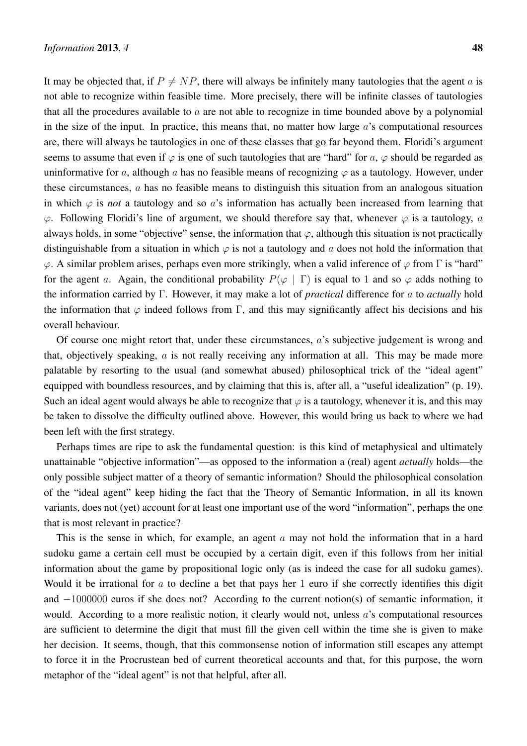It may be objected that, if $P \neq NP$, there will always be infinitely many tautologies that the agent $a$ is not able to recognize within feasible time. More precisely, there will be infinite classes of tautologies that all the procedures available to $a$ are not able to recognize in time bounded above by a polynomial in the size of the input. In practice, this means that, no matter how large $a$'s computational resources are, there will always be tautologies in one of these classes that go far beyond them. Floridi's argument seems to assume that even if $\varphi$ is one of such tautologies that are "hard" for $a$, $\varphi$ should be regarded as uninformative for $a$, although $a$ has no feasible means of recognizing $\varphi$ as a tautology. However, under these circumstances, $a$ has no feasible means to distinguish this situation from an analogous situation in which $\varphi$ is *not* a tautology and so $a$'s information has actually been increased from learning that $\varphi$. Following Floridi's line of argument, we should therefore say that, whenever $\varphi$ is a tautology, $a$ always holds, in some "objective" sense, the information that $\varphi$, although this situation is not practically distinguishable from a situation in which $\varphi$ is not a tautology and $a$ does not hold the information that $\varphi$. A similar problem arises, perhaps even more strikingly, when a valid inference of $\varphi$ from $\Gamma$ is "hard" for the agent $a$. Again, the conditional probability $P(\varphi \mid \Gamma)$ is equal to 1 and so $\varphi$ adds nothing to the information carried by $\Gamma$. However, it may make a lot of *practical* difference for $a$ to *actually* hold the information that $\varphi$ indeed follows from $\Gamma$, and this may significantly affect his decisions and his overall behaviour.

Of course one might retort that, under these circumstances, $a$'s subjective judgement is wrong and that, objectively speaking, $a$ is not really receiving any information at all. This may be made more palatable by resorting to the usual (and somewhat abused) philosophical trick of the "ideal agent" equipped with boundless resources, and by claiming that this is, after all, a "useful idealization" (p. 19). Such an ideal agent would always be able to recognize that $\varphi$ is a tautology, whenever it is, and this may be taken to dissolve the difficulty outlined above. However, this would bring us back to where we had been left with the first strategy.

Perhaps times are ripe to ask the fundamental question: is this kind of metaphysical and ultimately unattainable "objective information"—as opposed to the information a (real) agent *actually* holds—the only possible subject matter of a theory of semantic information? Should the philosophical consolation of the "ideal agent" keep hiding the fact that the Theory of Semantic Information, in all its known variants, does not (yet) account for at least one important use of the word "information", perhaps the one that is most relevant in practice?

This is the sense in which, for example, an agent $a$ may not hold the information that in a hard sudoku game a certain cell must be occupied by a certain digit, even if this follows from her initial information about the game by propositional logic only (as is indeed the case for all sudoku games). Would it be irrational for $a$ to decline a bet that pays her 1 euro if she correctly identifies this digit and $-1000000$ euros if she does not? According to the current notion(s) of semantic information, it would. According to a more realistic notion, it clearly would not, unless $a$'s computational resources are sufficient to determine the digit that must fill the given cell within the time she is given to make her decision. It seems, though, that this commonsense notion of information still escapes any attempt to force it in the Procrustean bed of current theoretical accounts and that, for this purpose, the worn metaphor of the "ideal agent" is not that helpful, after all.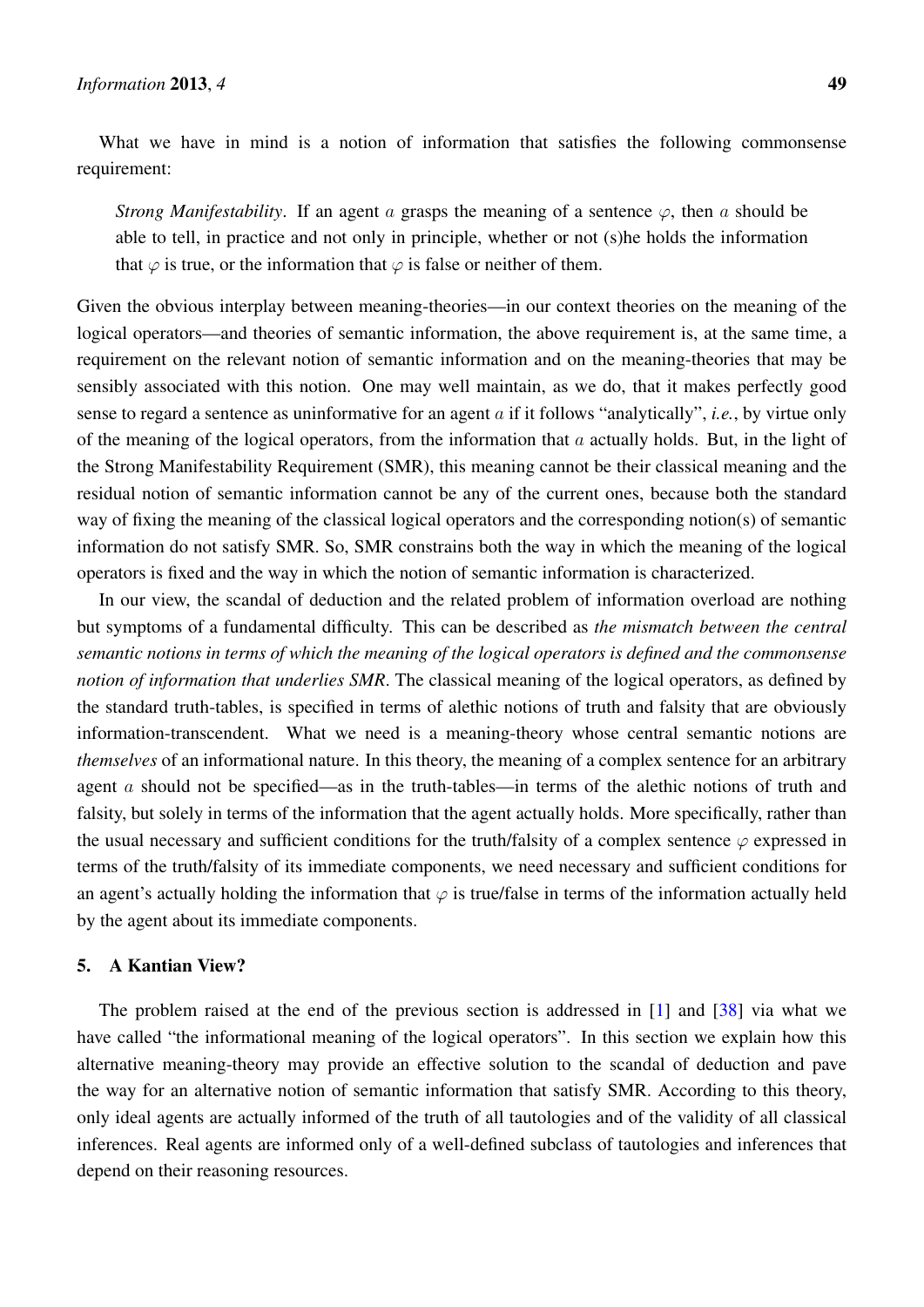What we have in mind is a notion of information that satisfies the following commonsense requirement:

> *Strong Manifestability*. If an agent $a$ grasps the meaning of a sentence $\varphi$, then $a$ should be able to tell, in practice and not only in principle, whether or not (s)he holds the information that $\varphi$ is true, or the information that $\varphi$ is false or neither of them.

Given the obvious interplay between meaning-theories—in our context theories on the meaning of the logical operators—and theories of semantic information, the above requirement is, at the same time, a requirement on the relevant notion of semantic information and on the meaning-theories that may be sensibly associated with this notion. One may well maintain, as we do, that it makes perfectly good sense to regard a sentence as uninformative for an agent $a$ if it follows "analytically", *i.e.*, by virtue only of the meaning of the logical operators, from the information that $a$ actually holds. But, in the light of the Strong Manifestability Requirement (SMR), this meaning cannot be their classical meaning and the residual notion of semantic information cannot be any of the current ones, because both the standard way of fixing the meaning of the classical logical operators and the corresponding notion(s) of semantic information do not satisfy SMR. So, SMR constrains both the way in which the meaning of the logical operators is fixed and the way in which the notion of semantic information is characterized.

In our view, the scandal of deduction and the related problem of information overload are nothing but symptoms of a fundamental difficulty. This can be described as *the mismatch between the central semantic notions in terms of which the meaning of the logical operators is defined and the commonsense notion of information that underlies SMR*. The classical meaning of the logical operators, as defined by the standard truth-tables, is specified in terms of alethic notions of truth and falsity that are obviously information-transcendent. What we need is a meaning-theory whose central semantic notions are *themselves* of an informational nature. In this theory, the meaning of a complex sentence for an arbitrary agent $a$ should not be specified—as in the truth-tables—in terms of the alethic notions of truth and falsity, but solely in terms of the information that the agent actually holds. More specifically, rather than the usual necessary and sufficient conditions for the truth/falsity of a complex sentence $\varphi$ expressed in terms of the truth/falsity of its immediate components, we need necessary and sufficient conditions for an agent's actually holding the information that $\varphi$ is true/false in terms of the information actually held by the agent about its immediate components.

## 5. A Kantian View?

The problem raised at the end of the previous section is addressed in [1] and [38] via what we have called "the informational meaning of the logical operators". In this section we explain how this alternative meaning-theory may provide an effective solution to the scandal of deduction and pave the way for an alternative notion of semantic information that satisfy SMR. According to this theory, only ideal agents are actually informed of the truth of all tautologies and of the validity of all classical inferences. Real agents are informed only of a well-defined subclass of tautologies and inferences that depend on their reasoning resources.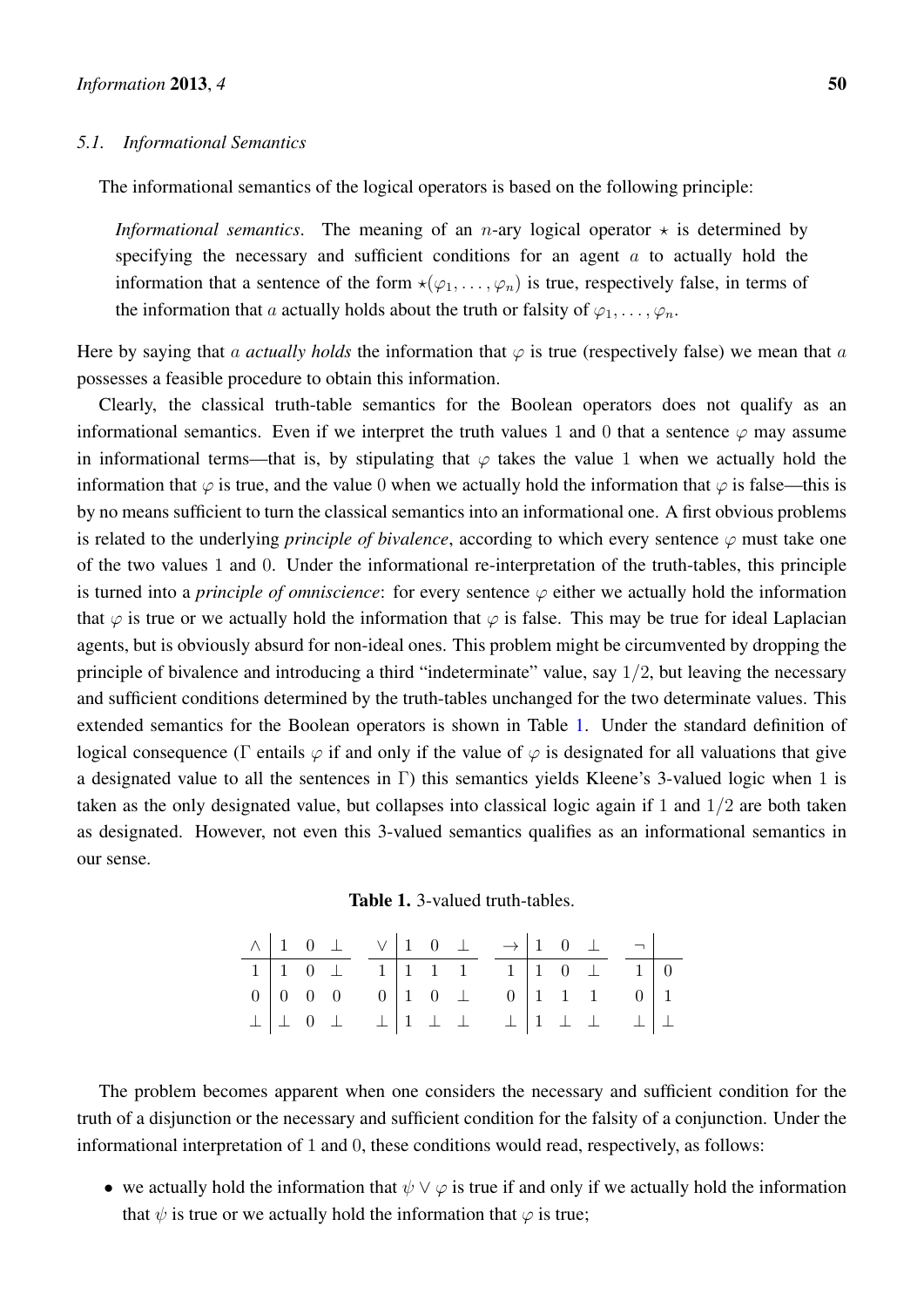### 5.1. Informational Semantics

The informational semantics of the logical operators is based on the following principle:

> *Informational semantics*. The meaning of an $n$-ary logical operator $\star$ is determined by specifying the necessary and sufficient conditions for an agent $a$ to actually hold the information that a sentence of the form $\star(\varphi_1, \ldots, \varphi_n)$ is true, respectively false, in terms of the information that $a$ actually holds about the truth or falsity of $\varphi_1, \ldots, \varphi_n$.

Here by saying that $a$ *actually holds* the information that $\varphi$ is true (respectively false) we mean that $a$ possesses a feasible procedure to obtain this information.

Clearly, the classical truth-table semantics for the Boolean operators does not qualify as an informational semantics. Even if we interpret the truth values 1 and 0 that a sentence $\varphi$ may assume in informational terms—that is, by stipulating that $\varphi$ takes the value 1 when we actually hold the information that $\varphi$ is true, and the value 0 when we actually hold the information that $\varphi$ is false—this is by no means sufficient to turn the classical semantics into an informational one. A first obvious problems is related to the underlying *principle of bivalence*, according to which every sentence $\varphi$ must take one of the two values 1 and 0. Under the informational re-interpretation of the truth-tables, this principle is turned into a *principle of omniscience*: for every sentence $\varphi$ either we actually hold the information that $\varphi$ is true or we actually hold the information that $\varphi$ is false. This may be true for ideal Laplacian agents, but is obviously absurd for non-ideal ones. This problem might be circumvented by dropping the principle of bivalence and introducing a third "indeterminate" value, say $1/2$, but leaving the necessary and sufficient conditions determined by the truth-tables unchanged for the two determinate values. This extended semantics for the Boolean operators is shown in Table 1. Under the standard definition of logical consequence ($\Gamma$ entails $\varphi$ if and only if the value of $\varphi$ is designated for all valuations that give a designated value to all the sentences in $\Gamma$) this semantics yields Kleene's 3-valued logic when 1 is taken as the only designated value, but collapses into classical logic again if 1 and $1/2$ are both taken as designated. However, not even this 3-valued semantics qualifies as an informational semantics in our sense.

**Table 1.** 3-valued truth-tables.

| $\wedge$ | 1 | 0 | $\bot$ |
|---|---|---|---|
| 1 | 1 | 0 | $\bot$ |
| 0 | 0 | 0 | 0 |
| $\bot$ | $\bot$ | 0 | $\bot$ |

| $\vee$ | 1 | 0 | $\bot$ |
|---|---|---|---|
| 1 | 1 | 1 | 1 |
| 0 | 1 | 0 | $\bot$ |
| $\bot$ | 1 | $\bot$ | $\bot$ |

| $\rightarrow$ | 1 | 0 | $\bot$ |
|---|---|---|---|
| 1 | 1 | 0 | $\bot$ |
| 0 | 1 | 1 | 1 |
| $\bot$ | 1 | $\bot$ | $\bot$ |

| $\neg$ | |
|---|---|
| 1 | 0 |
| 0 | 1 |
| $\bot$ | $\bot$ |

The problem becomes apparent when one considers the necessary and sufficient condition for the truth of a disjunction or the necessary and sufficient condition for the falsity of a conjunction. Under the informational interpretation of 1 and 0, these conditions would read, respectively, as follows:

- we actually hold the information that $\psi \vee \varphi$ is true if and only if we actually hold the information that $\psi$ is true or we actually hold the information that $\varphi$ is true;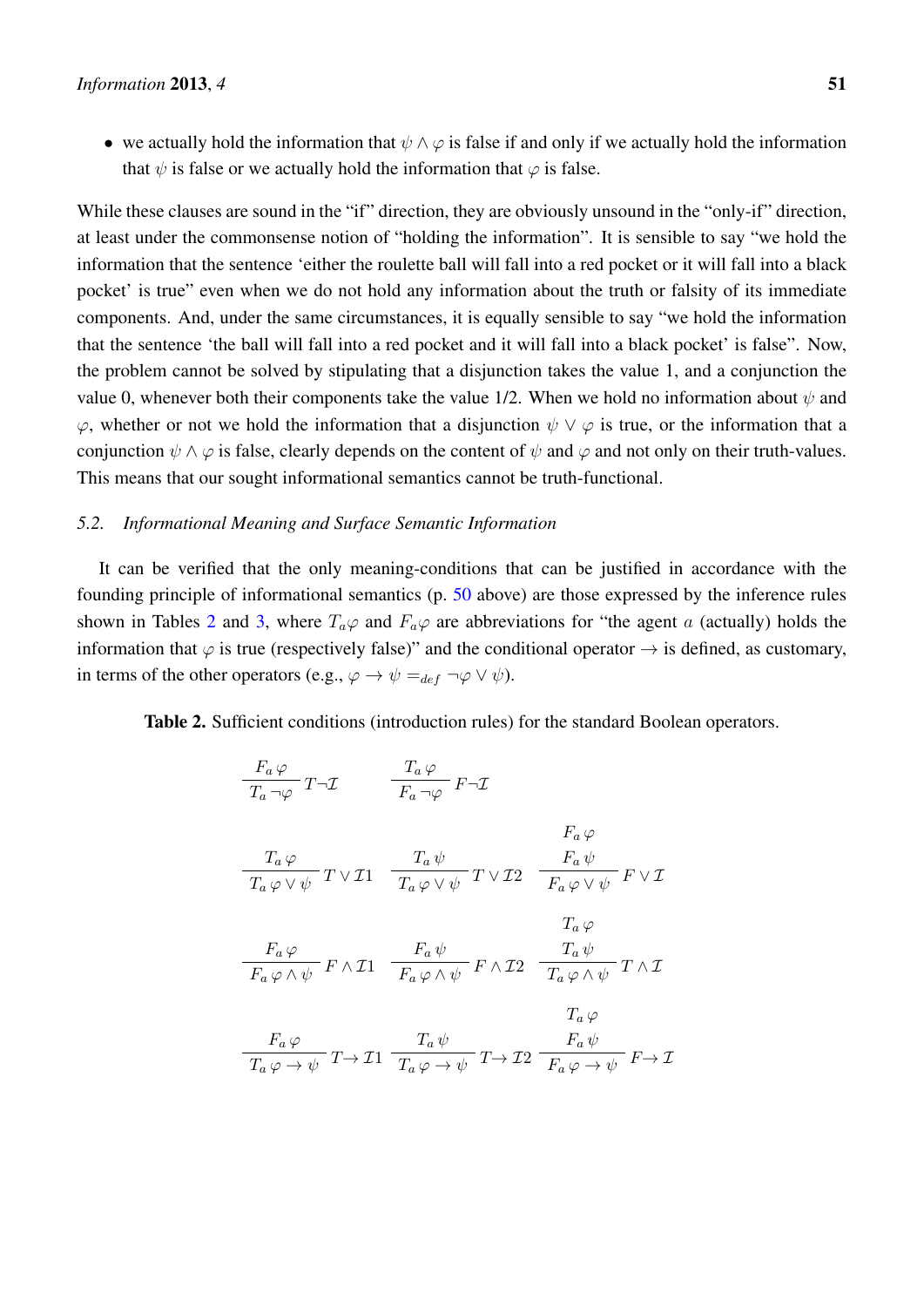- we actually hold the information that $\psi \wedge \varphi$ is false if and only if we actually hold the information that $\psi$ is false or we actually hold the information that $\varphi$ is false.

While these clauses are sound in the "if" direction, they are obviously unsound in the "only-if" direction, at least under the commonsense notion of "holding the information". It is sensible to say "we hold the information that the sentence 'either the roulette ball will fall into a red pocket or it will fall into a black pocket' is true" even when we do not hold any information about the truth or falsity of its immediate components. And, under the same circumstances, it is equally sensible to say "we hold the information that the sentence 'the ball will fall into a red pocket and it will fall into a black pocket' is false". Now, the problem cannot be solved by stipulating that a disjunction takes the value 1, and a conjunction the value 0, whenever both their components take the value 1/2. When we hold no information about $\psi$ and $\varphi$, whether or not we hold the information that a disjunction $\psi \vee \varphi$ is true, or the information that a conjunction $\psi \wedge \varphi$ is false, clearly depends on the content of $\psi$ and $\varphi$ and not only on their truth-values. This means that our sought informational semantics cannot be truth-functional.

### 5.2. *Informational Meaning and Surface Semantic Information*

It can be verified that the only meaning-conditions that can be justified in accordance with the founding principle of informational semantics (p. 50 above) are those expressed by the inference rules shown in Tables 2 and 3, where $T_a\varphi$ and $F_a\varphi$ are abbreviations for "the agent $a$ (actually) holds the information that $\varphi$ is true (respectively false)" and the conditional operator $\rightarrow$ is defined, as customary, in terms of the other operators (e.g., $\varphi \rightarrow \psi =_{def} \neg\varphi \vee \psi$).

**Table 2.** Sufficient conditions (introduction rules) for the standard Boolean operators.

$$
\frac{F_a\,\varphi}{T_a\,\neg\varphi}\,T\neg\mathcal{I} \qquad \frac{T_a\,\varphi}{F_a\,\neg\varphi}\,F\neg\mathcal{I}
$$

$$
\frac{T_a\,\varphi}{T_a\,\varphi\vee\psi}\,T\vee\mathcal{I}1 \qquad \frac{T_a\,\psi}{T_a\,\varphi\vee\psi}\,T\vee\mathcal{I}2 \qquad \frac{\begin{matrix}F_a\,\varphi\\ F_a\,\psi\end{matrix}}{F_a\,\varphi\vee\psi}\,F\vee\mathcal{I}
$$

$$
\frac{F_a\,\varphi}{F_a\,\varphi\wedge\psi}\,F\wedge\mathcal{I}1 \qquad \frac{F_a\,\psi}{F_a\,\varphi\wedge\psi}\,F\wedge\mathcal{I}2 \qquad \frac{\begin{matrix}T_a\,\varphi\\ T_a\,\psi\end{matrix}}{T_a\,\varphi\wedge\psi}\,T\wedge\mathcal{I}
$$

$$
\frac{F_a\,\varphi}{T_a\,\varphi\rightarrow\psi}\,T\!\rightarrow\!\mathcal{I}1 \qquad \frac{T_a\,\psi}{T_a\,\varphi\rightarrow\psi}\,T\!\rightarrow\!\mathcal{I}2 \qquad \frac{\begin{matrix}T_a\,\varphi\\ F_a\,\psi\end{matrix}}{F_a\,\varphi\rightarrow\psi}\,F\!\rightarrow\!\mathcal{I}
$$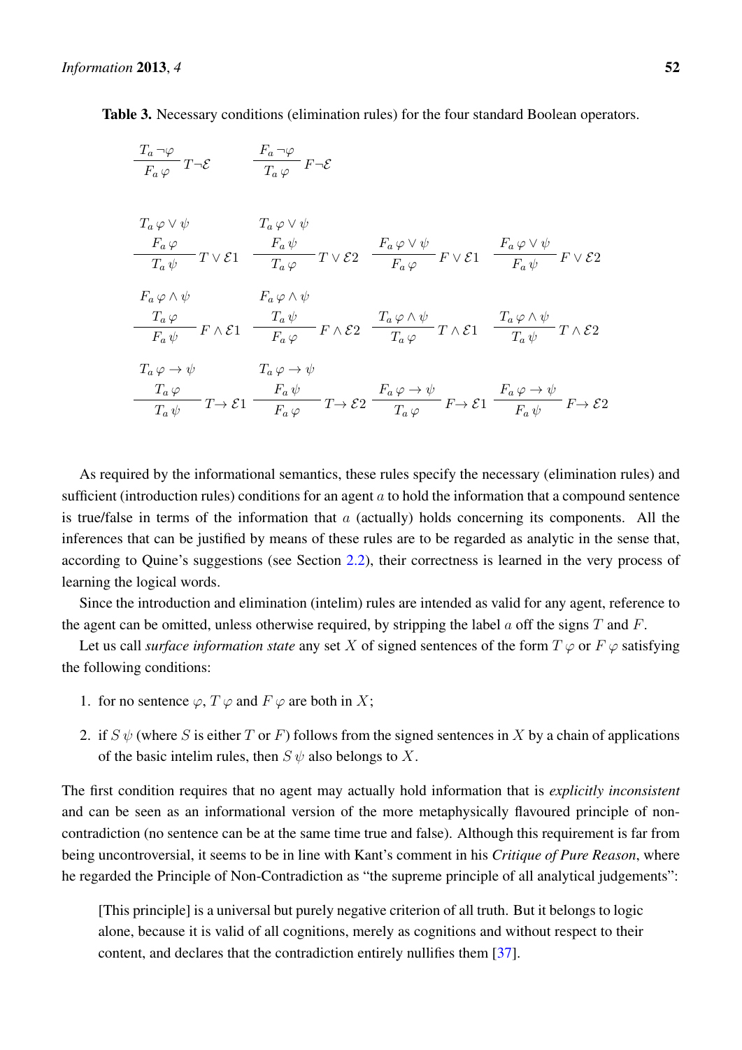**Table 3.** Necessary conditions (elimination rules) for the four standard Boolean operators.

$$\frac{T_a\,\neg\varphi}{F_a\,\varphi}\,T\neg\mathcal{E} \qquad \frac{F_a\,\neg\varphi}{T_a\,\varphi}\,F\neg\mathcal{E}$$

$$\frac{\begin{array}{c}T_a\,\varphi\vee\psi\\ F_a\,\varphi\end{array}}{T_a\,\psi}\,T\vee\mathcal{E}1 \quad \frac{\begin{array}{c}T_a\,\varphi\vee\psi\\ F_a\,\psi\end{array}}{T_a\,\varphi}\,T\vee\mathcal{E}2 \quad \frac{F_a\,\varphi\vee\psi}{F_a\,\varphi}\,F\vee\mathcal{E}1 \quad \frac{F_a\,\varphi\vee\psi}{F_a\,\psi}\,F\vee\mathcal{E}2$$

$$\frac{\begin{array}{c}F_a\,\varphi\wedge\psi\\ T_a\,\varphi\end{array}}{F_a\,\psi}\,F\wedge\mathcal{E}1 \quad \frac{\begin{array}{c}F_a\,\varphi\wedge\psi\\ T_a\,\psi\end{array}}{F_a\,\varphi}\,F\wedge\mathcal{E}2 \quad \frac{T_a\,\varphi\wedge\psi}{T_a\,\varphi}\,T\wedge\mathcal{E}1 \quad \frac{T_a\,\varphi\wedge\psi}{T_a\,\psi}\,T\wedge\mathcal{E}2$$

$$\frac{\begin{array}{c}T_a\,\varphi\to\psi\\ T_a\,\varphi\end{array}}{T_a\,\psi}\,T\!\to\mathcal{E}1 \quad \frac{\begin{array}{c}T_a\,\varphi\to\psi\\ F_a\,\psi\end{array}}{F_a\,\varphi}\,T\!\to\mathcal{E}2 \quad \frac{F_a\,\varphi\to\psi}{T_a\,\varphi}\,F\!\to\mathcal{E}1 \quad \frac{F_a\,\varphi\to\psi}{F_a\,\psi}\,F\!\to\mathcal{E}2$$

As required by the informational semantics, these rules specify the necessary (elimination rules) and sufficient (introduction rules) conditions for an agent $a$ to hold the information that a compound sentence is true/false in terms of the information that $a$ (actually) holds concerning its components. All the inferences that can be justified by means of these rules are to be regarded as analytic in the sense that, according to Quine's suggestions (see Section 2.2), their correctness is learned in the very process of learning the logical words.

Since the introduction and elimination (intelim) rules are intended as valid for any agent, reference to the agent can be omitted, unless otherwise required, by stripping the label $a$ off the signs $T$ and $F$.

Let us call *surface information state* any set $X$ of signed sentences of the form $T\,\varphi$ or $F\,\varphi$ satisfying the following conditions:

1. for no sentence $\varphi$, $T\,\varphi$ and $F\,\varphi$ are both in $X$;
2. if $S\,\psi$ (where $S$ is either $T$ or $F$) follows from the signed sentences in $X$ by a chain of applications of the basic intelim rules, then $S\,\psi$ also belongs to $X$.

The first condition requires that no agent may actually hold information that is *explicitly inconsistent* and can be seen as an informational version of the more metaphysically flavoured principle of non-contradiction (no sentence can be at the same time true and false). Although this requirement is far from being uncontroversial, it seems to be in line with Kant's comment in his *Critique of Pure Reason*, where he regarded the Principle of Non-Contradiction as "the supreme principle of all analytical judgements":

> [This principle] is a universal but purely negative criterion of all truth. But it belongs to logic alone, because it is valid of all cognitions, merely as cognitions and without respect to their content, and declares that the contradiction entirely nullifies them [37].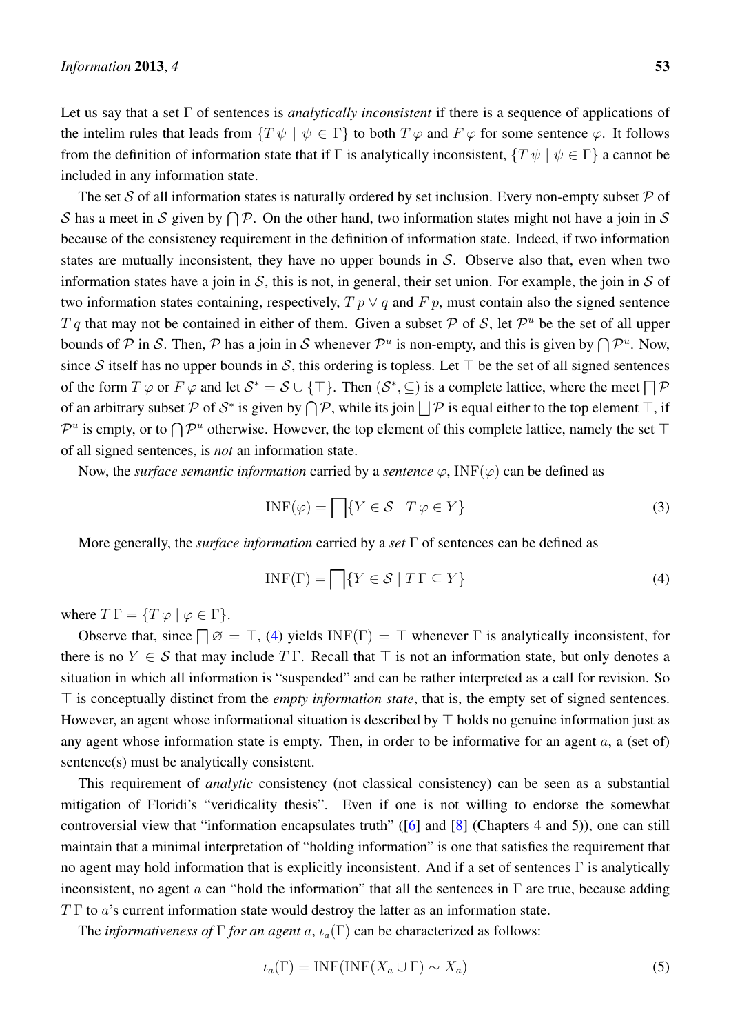Let us say that a set $\Gamma$ of sentences is *analytically inconsistent* if there is a sequence of applications of the intelim rules that leads from $\{T\,\psi \mid \psi \in \Gamma\}$ to both $T\,\varphi$ and $F\,\varphi$ for some sentence $\varphi$. It follows from the definition of information state that if $\Gamma$ is analytically inconsistent, $\{T\,\psi \mid \psi \in \Gamma\}$ a cannot be included in any information state.

The set $\mathcal{S}$ of all information states is naturally ordered by set inclusion. Every non-empty subset $\mathcal{P}$ of $\mathcal{S}$ has a meet in $\mathcal{S}$ given by $\bigcap \mathcal{P}$. On the other hand, two information states might not have a join in $\mathcal{S}$ because of the consistency requirement in the definition of information state. Indeed, if two information states are mutually inconsistent, they have no upper bounds in $\mathcal{S}$. Observe also that, even when two information states have a join in $\mathcal{S}$, this is not, in general, their set union. For example, the join in $\mathcal{S}$ of two information states containing, respectively, $T\,p \vee q$ and $F\,p$, must contain also the signed sentence $T\,q$ that may not be contained in either of them. Given a subset $\mathcal{P}$ of $\mathcal{S}$, let $\mathcal{P}^u$ be the set of all upper bounds of $\mathcal{P}$ in $\mathcal{S}$. Then, $\mathcal{P}$ has a join in $\mathcal{S}$ whenever $\mathcal{P}^u$ is non-empty, and this is given by $\bigcap \mathcal{P}^u$. Now, since $\mathcal{S}$ itself has no upper bounds in $\mathcal{S}$, this ordering is topless. Let $\top$ be the set of all signed sentences of the form $T\,\varphi$ or $F\,\varphi$ and let $\mathcal{S}^* = \mathcal{S} \cup \{\top\}$. Then $(\mathcal{S}^*, \subseteq)$ is a complete lattice, where the meet $\bigsqcap \mathcal{P}$ of an arbitrary subset $\mathcal{P}$ of $\mathcal{S}^*$ is given by $\bigcap \mathcal{P}$, while its join $\bigsqcup \mathcal{P}$ is equal either to the top element $\top$, if $\mathcal{P}^u$ is empty, or to $\bigcap \mathcal{P}^u$ otherwise. However, the top element of this complete lattice, namely the set $\top$ of all signed sentences, is *not* an information state.

Now, the *surface semantic information* carried by a *sentence* $\varphi$, $\mathrm{INF}(\varphi)$ can be defined as

$$\mathrm{INF}(\varphi) = \bigsqcap \{Y \in \mathcal{S} \mid T\,\varphi \in Y\} \tag{3}$$

More generally, the *surface information* carried by a *set* $\Gamma$ of sentences can be defined as

$$\mathrm{INF}(\Gamma) = \bigsqcap \{Y \in \mathcal{S} \mid T\,\Gamma \subseteq Y\} \tag{4}$$

where $T\,\Gamma = \{T\,\varphi \mid \varphi \in \Gamma\}$.

Observe that, since $\bigsqcap \varnothing = \top$, (4) yields $\mathrm{INF}(\Gamma) = \top$ whenever $\Gamma$ is analytically inconsistent, for there is no $Y \in \mathcal{S}$ that may include $T\,\Gamma$. Recall that $\top$ is not an information state, but only denotes a situation in which all information is "suspended" and can be rather interpreted as a call for revision. So $\top$ is conceptually distinct from the *empty information state*, that is, the empty set of signed sentences. However, an agent whose informational situation is described by $\top$ holds no genuine information just as any agent whose information state is empty. Then, in order to be informative for an agent $a$, a (set of) sentence(s) must be analytically consistent.

This requirement of *analytic* consistency (not classical consistency) can be seen as a substantial mitigation of Floridi's "veridicality thesis". Even if one is not willing to endorse the somewhat controversial view that "information encapsulates truth" ([6] and [8] (Chapters 4 and 5)), one can still maintain that a minimal interpretation of "holding information" is one that satisfies the requirement that no agent may hold information that is explicitly inconsistent. And if a set of sentences $\Gamma$ is analytically inconsistent, no agent $a$ can "hold the information" that all the sentences in $\Gamma$ are true, because adding $T\,\Gamma$ to $a$'s current information state would destroy the latter as an information state.

The *informativeness of* $\Gamma$ *for an agent* $a$, $\iota_a(\Gamma)$ can be characterized as follows:

$$\iota_a(\Gamma) = \mathrm{INF}(\mathrm{INF}(X_a \cup \Gamma) \sim X_a) \tag{5}$$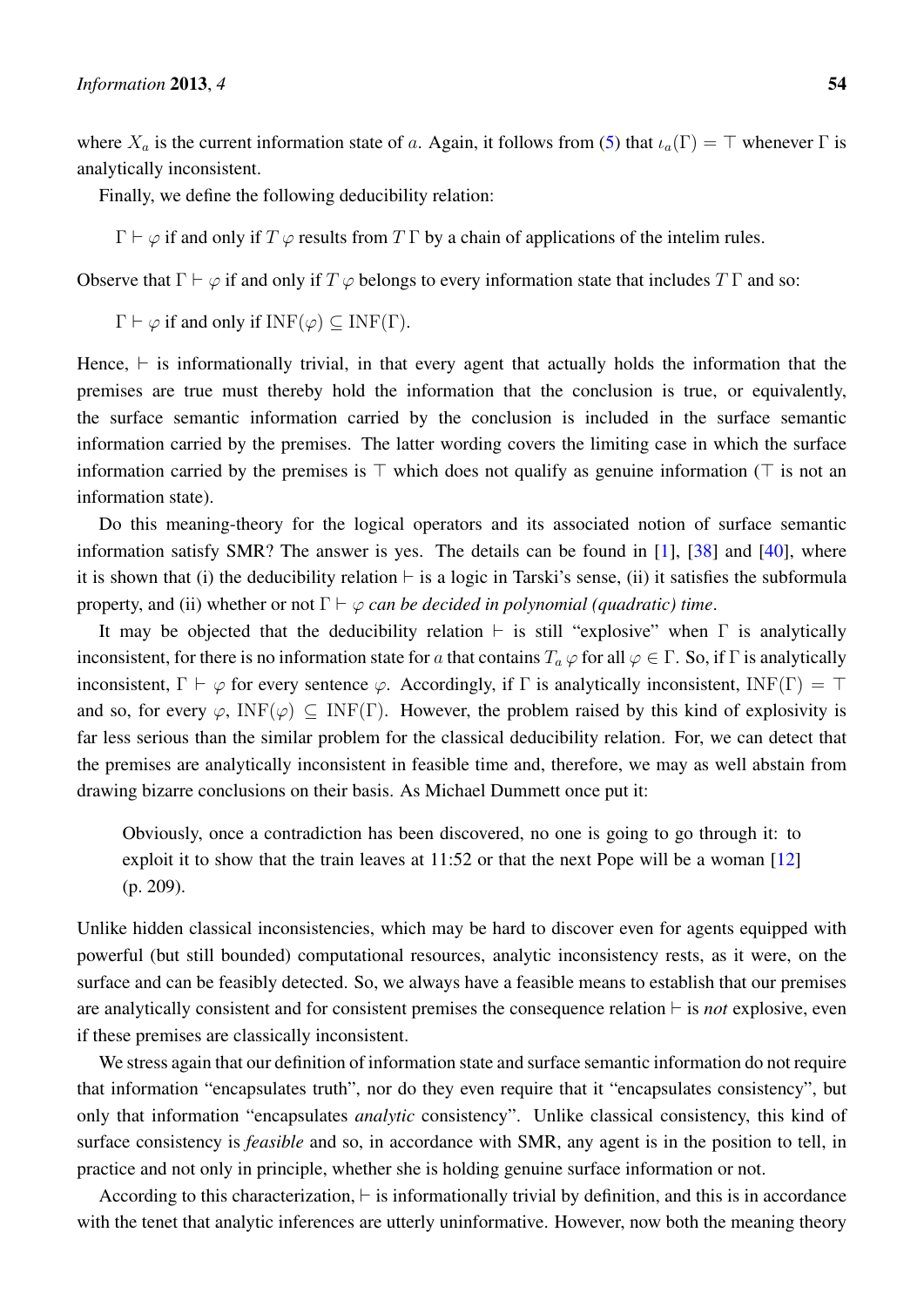where $X_a$ is the current information state of $a$. Again, it follows from (5) that $\iota_a(\Gamma) = \top$ whenever $\Gamma$ is analytically inconsistent.

Finally, we define the following deducibility relation:

$\Gamma \vdash \varphi$ if and only if $T\,\varphi$ results from $T\,\Gamma$ by a chain of applications of the intelim rules.

Observe that $\Gamma \vdash \varphi$ if and only if $T\,\varphi$ belongs to every information state that includes $T\,\Gamma$ and so:

$\Gamma \vdash \varphi$ if and only if $\mathrm{INF}(\varphi) \subseteq \mathrm{INF}(\Gamma)$.

Hence, $\vdash$ is informationally trivial, in that every agent that actually holds the information that the premises are true must thereby hold the information that the conclusion is true, or equivalently, the surface semantic information carried by the conclusion is included in the surface semantic information carried by the premises. The latter wording covers the limiting case in which the surface information carried by the premises is $\top$ which does not qualify as genuine information ($\top$ is not an information state).

Do this meaning-theory for the logical operators and its associated notion of surface semantic information satisfy SMR? The answer is yes. The details can be found in [1], [38] and [40], where it is shown that (i) the deducibility relation $\vdash$ is a logic in Tarski's sense, (ii) it satisfies the subformula property, and (ii) whether or not *$\Gamma \vdash \varphi$ can be decided in polynomial (quadratic) time*.

It may be objected that the deducibility relation $\vdash$ is still "explosive" when $\Gamma$ is analytically inconsistent, for there is no information state for $a$ that contains $T_a\,\varphi$ for all $\varphi \in \Gamma$. So, if $\Gamma$ is analytically inconsistent, $\Gamma \vdash \varphi$ for every sentence $\varphi$. Accordingly, if $\Gamma$ is analytically inconsistent, $\mathrm{INF}(\Gamma) = \top$ and so, for every $\varphi$, $\mathrm{INF}(\varphi) \subseteq \mathrm{INF}(\Gamma)$. However, the problem raised by this kind of explosivity is far less serious than the similar problem for the classical deducibility relation. For, we can detect that the premises are analytically inconsistent in feasible time and, therefore, we may as well abstain from drawing bizarre conclusions on their basis. As Michael Dummett once put it:

> Obviously, once a contradiction has been discovered, no one is going to go through it: to exploit it to show that the train leaves at 11:52 or that the next Pope will be a woman [12] (p. 209).

Unlike hidden classical inconsistencies, which may be hard to discover even for agents equipped with powerful (but still bounded) computational resources, analytic inconsistency rests, as it were, on the surface and can be feasibly detected. So, we always have a feasible means to establish that our premises are analytically consistent and for consistent premises the consequence relation $\vdash$ is *not* explosive, even if these premises are classically inconsistent.

We stress again that our definition of information state and surface semantic information do not require that information "encapsulates truth", nor do they even require that it "encapsulates consistency", but only that information "encapsulates *analytic* consistency". Unlike classical consistency, this kind of surface consistency is *feasible* and so, in accordance with SMR, any agent is in the position to tell, in practice and not only in principle, whether she is holding genuine surface information or not.

According to this characterization, $\vdash$ is informationally trivial by definition, and this is in accordance with the tenet that analytic inferences are utterly uninformative. However, now both the meaning theory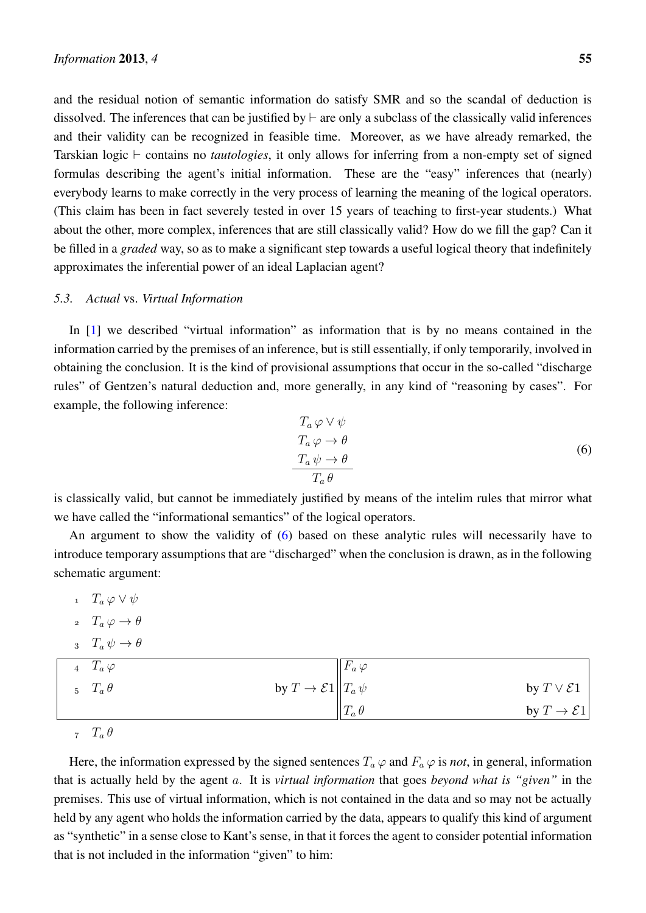and the residual notion of semantic information do satisfy SMR and so the scandal of deduction is dissolved. The inferences that can be justified by $\vdash$ are only a subclass of the classically valid inferences and their validity can be recognized in feasible time. Moreover, as we have already remarked, the Tarskian logic $\vdash$ contains no *tautologies*, it only allows for inferring from a non-empty set of signed formulas describing the agent's initial information. These are the "easy" inferences that (nearly) everybody learns to make correctly in the very process of learning the meaning of the logical operators. (This claim has been in fact severely tested in over 15 years of teaching to first-year students.) What about the other, more complex, inferences that are still classically valid? How do we fill the gap? Can it be filled in a *graded* way, so as to make a significant step towards a useful logical theory that indefinitely approximates the inferential power of an ideal Laplacian agent?

### 5.3. *Actual* vs. *Virtual Information*

In [1] we described "virtual information" as information that is by no means contained in the information carried by the premises of an inference, but is still essentially, if only temporarily, involved in obtaining the conclusion. It is the kind of provisional assumptions that occur in the so-called "discharge rules" of Gentzen's natural deduction and, more generally, in any kind of "reasoning by cases". For example, the following inference:

$$
\begin{array}{c}
T_a\, \varphi \vee \psi \\
T_a\, \varphi \to \theta \\
T_a\, \psi \to \theta \\
\hline
T_a\, \theta
\end{array}
\tag{6}
$$

is classically valid, but cannot be immediately justified by means of the intelim rules that mirror what we have called the "informational semantics" of the logical operators.

An argument to show the validity of (6) based on these analytic rules will necessarily have to introduce temporary assumptions that are "discharged" when the conclusion is drawn, as in the following schematic argument:

1 $T_a\, \varphi \vee \psi$

2 $T_a\, \varphi \to \theta$

3 $T_a\, \psi \to \theta$

| | | | |
|---|---|---|---|
| 4 $T_a\, \varphi$ | | $F_a\, \varphi$ | |
| 5 $T_a\, \theta$ | by $T \to \mathcal{E}1$ | $T_a\, \psi$ | by $T \vee \mathcal{E}1$ |
| | | $T_a\, \theta$ | by $T \to \mathcal{E}1$ |

7 $T_a\, \theta$

Here, the information expressed by the signed sentences $T_a\, \varphi$ and $F_a\, \varphi$ is *not*, in general, information that is actually held by the agent $a$. It is *virtual information* that goes *beyond what is "given"* in the premises. This use of virtual information, which is not contained in the data and so may not be actually held by any agent who holds the information carried by the data, appears to qualify this kind of argument as "synthetic" in a sense close to Kant's sense, in that it forces the agent to consider potential information that is not included in the information "given" to him: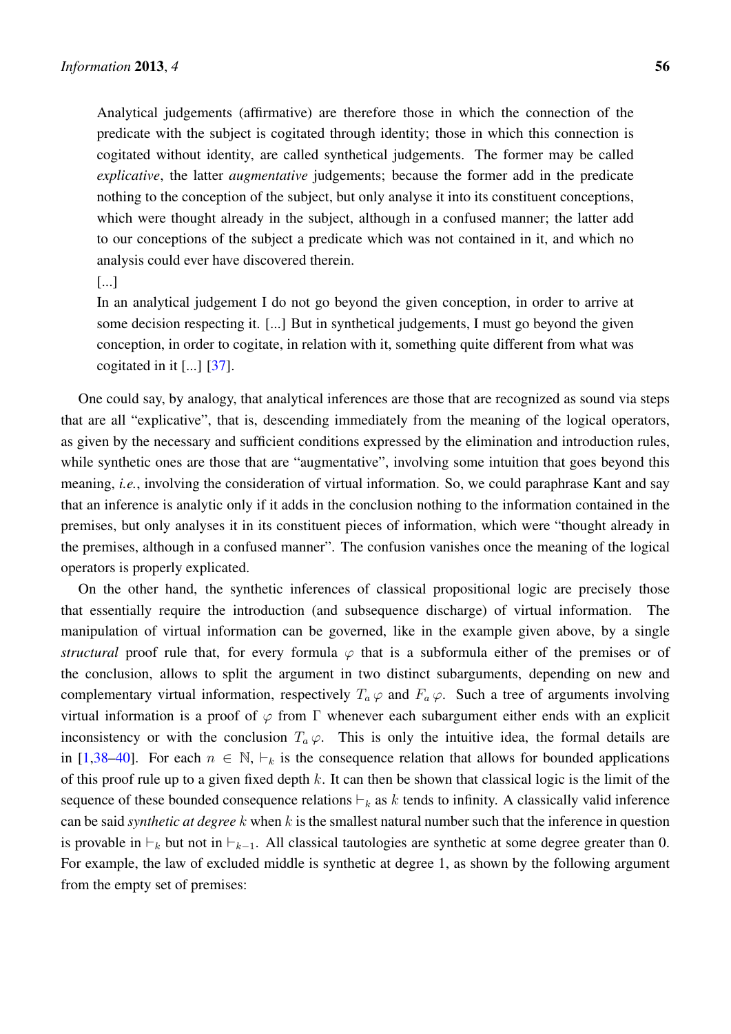> Analytical judgements (affirmative) are therefore those in which the connection of the predicate with the subject is cogitated through identity; those in which this connection is cogitated without identity, are called synthetical judgements. The former may be called *explicative*, the latter *augmentative* judgements; because the former add in the predicate nothing to the conception of the subject, but only analyse it into its constituent conceptions, which were thought already in the subject, although in a confused manner; the latter add to our conceptions of the subject a predicate which was not contained in it, and which no analysis could ever have discovered therein.
>
> [...]
>
> In an analytical judgement I do not go beyond the given conception, in order to arrive at some decision respecting it. [...] But in synthetical judgements, I must go beyond the given conception, in order to cogitate, in relation with it, something quite different from what was cogitated in it [...] [37].

One could say, by analogy, that analytical inferences are those that are recognized as sound via steps that are all "explicative", that is, descending immediately from the meaning of the logical operators, as given by the necessary and sufficient conditions expressed by the elimination and introduction rules, while synthetic ones are those that are "augmentative", involving some intuition that goes beyond this meaning, *i.e.*, involving the consideration of virtual information. So, we could paraphrase Kant and say that an inference is analytic only if it adds in the conclusion nothing to the information contained in the premises, but only analyses it in its constituent pieces of information, which were "thought already in the premises, although in a confused manner". The confusion vanishes once the meaning of the logical operators is properly explicated.

On the other hand, the synthetic inferences of classical propositional logic are precisely those that essentially require the introduction (and subsequence discharge) of virtual information. The manipulation of virtual information can be governed, like in the example given above, by a single *structural* proof rule that, for every formula $\varphi$ that is a subformula either of the premises or of the conclusion, allows to split the argument in two distinct subarguments, depending on new and complementary virtual information, respectively $T_a\,\varphi$ and $F_a\,\varphi$. Such a tree of arguments involving virtual information is a proof of $\varphi$ from $\Gamma$ whenever each subargument either ends with an explicit inconsistency or with the conclusion $T_a\,\varphi$. This is only the intuitive idea, the formal details are in [1,38–40]. For each $n \in \mathbb{N}$, $\vdash_k$ is the consequence relation that allows for bounded applications of this proof rule up to a given fixed depth $k$. It can then be shown that classical logic is the limit of the sequence of these bounded consequence relations $\vdash_k$ as $k$ tends to infinity. A classically valid inference can be said *synthetic at degree* $k$ when $k$ is the smallest natural number such that the inference in question is provable in $\vdash_k$ but not in $\vdash_{k-1}$. All classical tautologies are synthetic at some degree greater than 0. For example, the law of excluded middle is synthetic at degree 1, as shown by the following argument from the empty set of premises: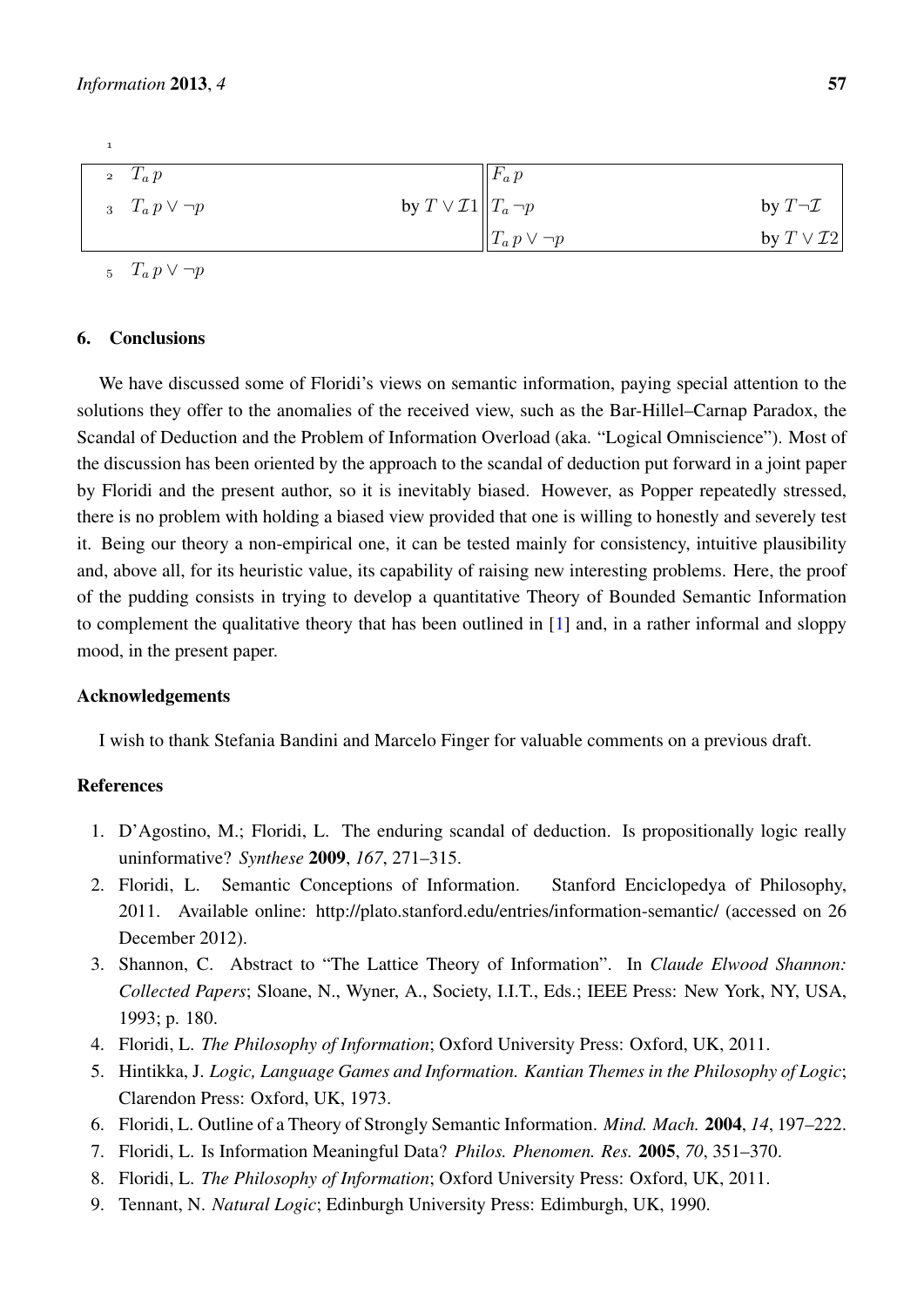1

| 2 $T_a\, p$ | | $F_a\, p$ | |
|---|---|---|---|
| 3 $T_a\, p \vee \neg p$ | by $T \vee \mathcal{I}1$ | $T_a\, \neg p$ | by $T\neg\mathcal{I}$ |
| | | $T_a\, p \vee \neg p$ | by $T \vee \mathcal{I}2$ |

5 $T_a\, p \vee \neg p$

## 6. Conclusions

We have discussed some of Floridi's views on semantic information, paying special attention to the solutions they offer to the anomalies of the received view, such as the Bar-Hillel–Carnap Paradox, the Scandal of Deduction and the Problem of Information Overload (aka. "Logical Omniscience"). Most of the discussion has been oriented by the approach to the scandal of deduction put forward in a joint paper by Floridi and the present author, so it is inevitably biased. However, as Popper repeatedly stressed, there is no problem with holding a biased view provided that one is willing to honestly and severely test it. Being our theory a non-empirical one, it can be tested mainly for consistency, intuitive plausibility and, above all, for its heuristic value, its capability of raising new interesting problems. Here, the proof of the pudding consists in trying to develop a quantitative Theory of Bounded Semantic Information to complement the qualitative theory that has been outlined in [1] and, in a rather informal and sloppy mood, in the present paper.

### Acknowledgements

I wish to thank Stefania Bandini and Marcelo Finger for valuable comments on a previous draft.

### References

1. D'Agostino, M.; Floridi, L. The enduring scandal of deduction. Is propositionally logic really uninformative? *Synthese* **2009**, *167*, 271–315.
2. Floridi, L. Semantic Conceptions of Information. Stanford Enciclopedya of Philosophy, 2011. Available online: http://plato.stanford.edu/entries/information-semantic/ (accessed on 26 December 2012).
3. Shannon, C. Abstract to "The Lattice Theory of Information". In *Claude Elwood Shannon: Collected Papers*; Sloane, N., Wyner, A., Society, I.I.T., Eds.; IEEE Press: New York, NY, USA, 1993; p. 180.
4. Floridi, L. *The Philosophy of Information*; Oxford University Press: Oxford, UK, 2011.
5. Hintikka, J. *Logic, Language Games and Information. Kantian Themes in the Philosophy of Logic*; Clarendon Press: Oxford, UK, 1973.
6. Floridi, L. Outline of a Theory of Strongly Semantic Information. *Mind. Mach.* **2004**, *14*, 197–222.
7. Floridi, L. Is Information Meaningful Data? *Philos. Phenomen. Res.* **2005**, *70*, 351–370.
8. Floridi, L. *The Philosophy of Information*; Oxford University Press: Oxford, UK, 2011.
9. Tennant, N. *Natural Logic*; Edinburgh University Press: Edimburgh, UK, 1990.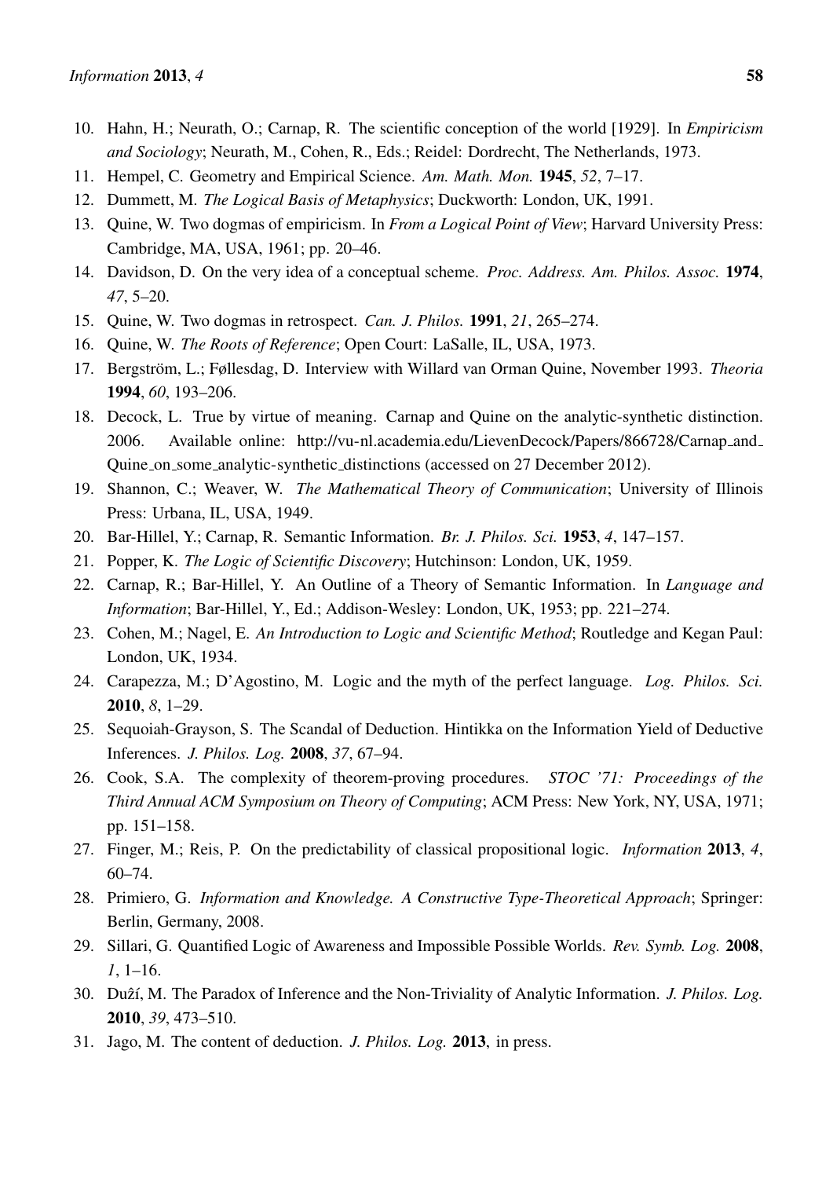10. Hahn, H.; Neurath, O.; Carnap, R. The scientific conception of the world [1929]. In *Empiricism and Sociology*; Neurath, M., Cohen, R., Eds.; Reidel: Dordrecht, The Netherlands, 1973.
11. Hempel, C. Geometry and Empirical Science. *Am. Math. Mon.* **1945**, *52*, 7–17.
12. Dummett, M. *The Logical Basis of Metaphysics*; Duckworth: London, UK, 1991.
13. Quine, W. Two dogmas of empiricism. In *From a Logical Point of View*; Harvard University Press: Cambridge, MA, USA, 1961; pp. 20–46.
14. Davidson, D. On the very idea of a conceptual scheme. *Proc. Address. Am. Philos. Assoc.* **1974**, *47*, 5–20.
15. Quine, W. Two dogmas in retrospect. *Can. J. Philos.* **1991**, *21*, 265–274.
16. Quine, W. *The Roots of Reference*; Open Court: LaSalle, IL, USA, 1973.
17. Bergström, L.; Føllesdag, D. Interview with Willard van Orman Quine, November 1993. *Theoria* **1994**, *60*, 193–206.
18. Decock, L. True by virtue of meaning. Carnap and Quine on the analytic-synthetic distinction. 2006. Available online: http://vu-nl.academia.edu/LievenDecock/Papers/866728/Carnap_and_Quine_on_some_analytic-synthetic_distinctions (accessed on 27 December 2012).
19. Shannon, C.; Weaver, W. *The Mathematical Theory of Communication*; University of Illinois Press: Urbana, IL, USA, 1949.
20. Bar-Hillel, Y.; Carnap, R. Semantic Information. *Br. J. Philos. Sci.* **1953**, *4*, 147–157.
21. Popper, K. *The Logic of Scientific Discovery*; Hutchinson: London, UK, 1959.
22. Carnap, R.; Bar-Hillel, Y. An Outline of a Theory of Semantic Information. In *Language and Information*; Bar-Hillel, Y., Ed.; Addison-Wesley: London, UK, 1953; pp. 221–274.
23. Cohen, M.; Nagel, E. *An Introduction to Logic and Scientific Method*; Routledge and Kegan Paul: London, UK, 1934.
24. Carapezza, M.; D'Agostino, M. Logic and the myth of the perfect language. *Log. Philos. Sci.* **2010**, *8*, 1–29.
25. Sequoiah-Grayson, S. The Scandal of Deduction. Hintikka on the Information Yield of Deductive Inferences. *J. Philos. Log.* **2008**, *37*, 67–94.
26. Cook, S.A. The complexity of theorem-proving procedures. *STOC '71: Proceedings of the Third Annual ACM Symposium on Theory of Computing*; ACM Press: New York, NY, USA, 1971; pp. 151–158.
27. Finger, M.; Reis, P. On the predictability of classical propositional logic. *Information* **2013**, *4*, 60–74.
28. Primiero, G. *Information and Knowledge. A Constructive Type-Theoretical Approach*; Springer: Berlin, Germany, 2008.
29. Sillari, G. Quantified Logic of Awareness and Impossible Possible Worlds. *Rev. Symb. Log.* **2008**, *1*, 1–16.
30. Duží, M. The Paradox of Inference and the Non-Triviality of Analytic Information. *J. Philos. Log.* **2010**, *39*, 473–510.
31. Jago, M. The content of deduction. *J. Philos. Log.* **2013**, in press.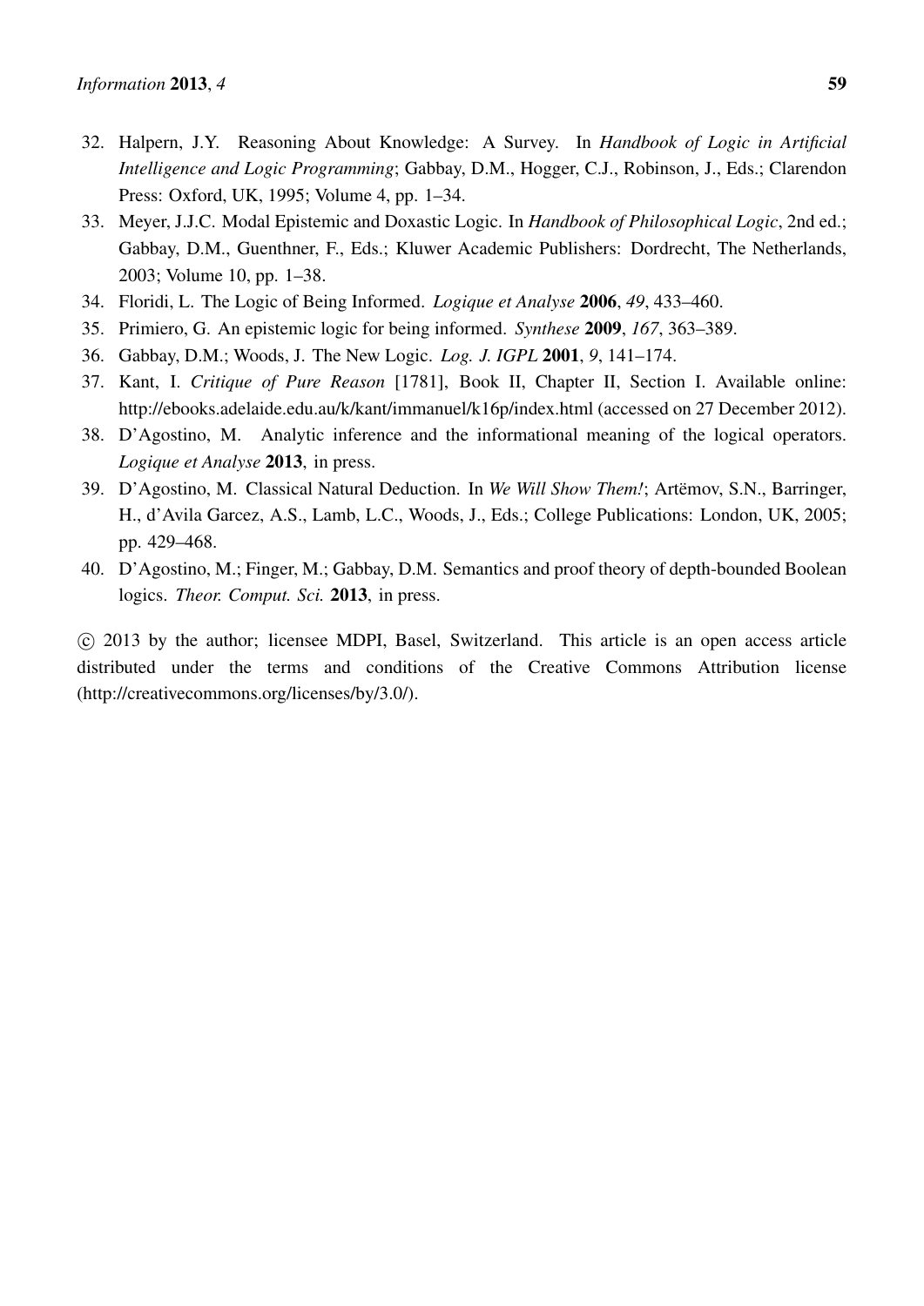32. Halpern, J.Y. Reasoning About Knowledge: A Survey. In *Handbook of Logic in Artificial Intelligence and Logic Programming*; Gabbay, D.M., Hogger, C.J., Robinson, J., Eds.; Clarendon Press: Oxford, UK, 1995; Volume 4, pp. 1–34.
33. Meyer, J.J.C. Modal Epistemic and Doxastic Logic. In *Handbook of Philosophical Logic*, 2nd ed.; Gabbay, D.M., Guenthner, F., Eds.; Kluwer Academic Publishers: Dordrecht, The Netherlands, 2003; Volume 10, pp. 1–38.
34. Floridi, L. The Logic of Being Informed. *Logique et Analyse* **2006**, *49*, 433–460.
35. Primiero, G. An epistemic logic for being informed. *Synthese* **2009**, *167*, 363–389.
36. Gabbay, D.M.; Woods, J. The New Logic. *Log. J. IGPL* **2001**, *9*, 141–174.
37. Kant, I. *Critique of Pure Reason* [1781], Book II, Chapter II, Section I. Available online: http://ebooks.adelaide.edu.au/k/kant/immanuel/k16p/index.html (accessed on 27 December 2012).
38. D'Agostino, M. Analytic inference and the informational meaning of the logical operators. *Logique et Analyse* **2013**, in press.
39. D'Agostino, M. Classical Natural Deduction. In *We Will Show Them!*; Artëmov, S.N., Barringer, H., d'Avila Garcez, A.S., Lamb, L.C., Woods, J., Eds.; College Publications: London, UK, 2005; pp. 429–468.
40. D'Agostino, M.; Finger, M.; Gabbay, D.M. Semantics and proof theory of depth-bounded Boolean logics. *Theor. Comput. Sci.* **2013**, in press.

© 2013 by the author; licensee MDPI, Basel, Switzerland. This article is an open access article distributed under the terms and conditions of the Creative Commons Attribution license (http://creativecommons.org/licenses/by/3.0/).